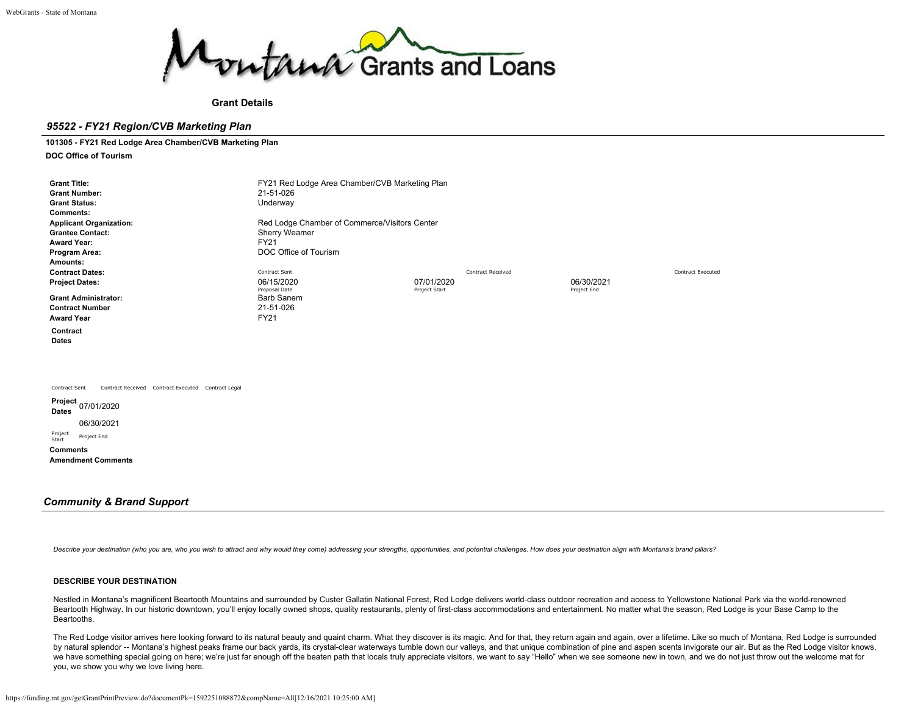Grant Details

## *95522 - FY21 Region/CVB Marketing Plan*

**101305 - FY21 Red Lodge Area Chamber/CVB Marketing Plan**

**DOC Office of Tourism**

| | | | |
|---|---|---|---|
| **Grant Title:** | FY21 Red Lodge Area Chamber/CVB Marketing Plan | | |
| **Grant Number:** | 21-51-026 | | |
| **Grant Status:** | Underway | | |
| **Comments:** | | | |
| **Applicant Organization:** | Red Lodge Chamber of Commerce/Visitors Center | | |
| **Grantee Contact:** | Sherry Weamer | | |
| **Award Year:** | FY21 | | |
| **Program Area:** | DOC Office of Tourism | | |
| **Amounts:** | | | |
| **Contract Dates:** | Contract Sent | Contract Received | Contract Executed |
| **Project Dates:** | 06/15/2020 Proposal Date | 07/01/2020 Project Start | 06/30/2021 Project End |
| **Grant Administrator:** | Barb Sanem | | |
| **Contract Number** | 21-51-026 | | |
| **Award Year** | FY21 | | |

**Contract Dates**

Contract Sent | Contract Received | Contract Executed | Contract Legal

**Project Dates** 07/01/2020 (Project Start) 06/30/2021 (Project End)

**Comments**

**Amendment Comments**

## *Community & Brand Support*

*Describe your destination (who you are, who you wish to attract and why would they come) addressing your strengths, opportunities, and potential challenges. How does your destination align with Montana's brand pillars?*

### DESCRIBE YOUR DESTINATION

Nestled in Montana's magnificent Beartooth Mountains and surrounded by Custer Gallatin National Forest, Red Lodge delivers world-class outdoor recreation and access to Yellowstone National Park via the world-renowned Beartooth Highway. In our historic downtown, you'll enjoy locally owned shops, quality restaurants, plenty of first-class accommodations and entertainment. No matter what the season, Red Lodge is your Base Camp to the Beartooths.

The Red Lodge visitor arrives here looking forward to its natural beauty and quaint charm. What they discover is its magic. And for that, they return again and again, over a lifetime. Like so much of Montana, Red Lodge is surrounded by natural splendor -- Montana's highest peaks frame our back yards, its crystal-clear waterways tumble down our valleys, and that unique combination of pine and aspen scents invigorate our air. But as the Red Lodge visitor knows, we have something special going on here; we're just far enough off the beaten path that locals truly appreciate visitors, we want to say "Hello" when we see someone new in town, and we do not just throw out the welcome mat for you, we show you why we love living here.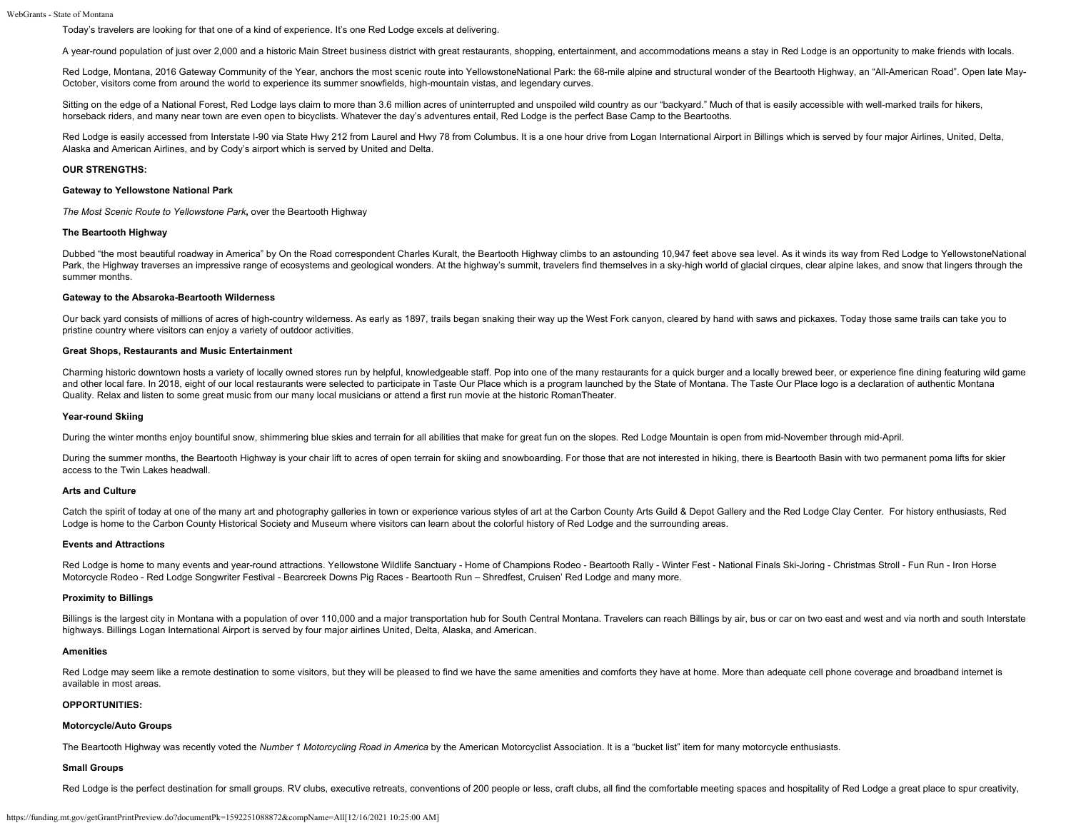Today's travelers are looking for that one of a kind of experience. It's one Red Lodge excels at delivering.

A year-round population of just over 2,000 and a historic Main Street business district with great restaurants, shopping, entertainment, and accommodations means a stay in Red Lodge is an opportunity to make friends with locals.

Red Lodge, Montana, 2016 Gateway Community of the Year, anchors the most scenic route into YellowstoneNational Park: the 68-mile alpine and structural wonder of the Beartooth Highway, an "All-American Road". Open late May-October, visitors come from around the world to experience its summer snowfields, high-mountain vistas, and legendary curves.

Sitting on the edge of a National Forest, Red Lodge lays claim to more than 3.6 million acres of uninterrupted and unspoiled wild country as our "backyard." Much of that is easily accessible with well-marked trails for hikers, horseback riders, and many near town are even open to bicyclists. Whatever the day's adventures entail, Red Lodge is the perfect Base Camp to the Beartooths.

Red Lodge is easily accessed from Interstate I-90 via State Hwy 212 from Laurel and Hwy 78 from Columbus. It is a one hour drive from Logan International Airport in Billings which is served by four major Airlines, United, Delta, Alaska and American Airlines, and by Cody's airport which is served by United and Delta.

**OUR STRENGTHS:**

**Gateway to Yellowstone National Park**

*The Most Scenic Route to Yellowstone Park***,** over the Beartooth Highway

**The Beartooth Highway**

Dubbed "the most beautiful roadway in America" by On the Road correspondent Charles Kuralt, the Beartooth Highway climbs to an astounding 10,947 feet above sea level. As it winds its way from Red Lodge to YellowstoneNational Park, the Highway traverses an impressive range of ecosystems and geological wonders. At the highway's summit, travelers find themselves in a sky-high world of glacial cirques, clear alpine lakes, and snow that lingers through the summer months.

**Gateway to the Absaroka-Beartooth Wilderness**

Our back yard consists of millions of acres of high-country wilderness. As early as 1897, trails began snaking their way up the West Fork canyon, cleared by hand with saws and pickaxes. Today those same trails can take you to pristine country where visitors can enjoy a variety of outdoor activities.

**Great Shops, Restaurants and Music Entertainment**

Charming historic downtown hosts a variety of locally owned stores run by helpful, knowledgeable staff. Pop into one of the many restaurants for a quick burger and a locally brewed beer, or experience fine dining featuring wild game and other local fare. In 2018, eight of our local restaurants were selected to participate in Taste Our Place which is a program launched by the State of Montana. The Taste Our Place logo is a declaration of authentic Montana Quality. Relax and listen to some great music from our many local musicians or attend a first run movie at the historic RomanTheater.

**Year-round Skiing**

During the winter months enjoy bountiful snow, shimmering blue skies and terrain for all abilities that make for great fun on the slopes. Red Lodge Mountain is open from mid-November through mid-April.

During the summer months, the Beartooth Highway is your chair lift to acres of open terrain for skiing and snowboarding. For those that are not interested in hiking, there is Beartooth Basin with two permanent poma lifts for skier access to the Twin Lakes headwall.

**Arts and Culture**

Catch the spirit of today at one of the many art and photography galleries in town or experience various styles of art at the Carbon County Arts Guild & Depot Gallery and the Red Lodge Clay Center. For history enthusiasts, Red Lodge is home to the Carbon County Historical Society and Museum where visitors can learn about the colorful history of Red Lodge and the surrounding areas.

**Events and Attractions**

Red Lodge is home to many events and year-round attractions. Yellowstone Wildlife Sanctuary - Home of Champions Rodeo - Beartooth Rally - Winter Fest - National Finals Ski-Joring - Christmas Stroll - Fun Run - Iron Horse Motorcycle Rodeo - Red Lodge Songwriter Festival - Bearcreek Downs Pig Races - Beartooth Run – Shredfest, Cruisen' Red Lodge and many more.

**Proximity to Billings**

Billings is the largest city in Montana with a population of over 110,000 and a major transportation hub for South Central Montana. Travelers can reach Billings by air, bus or car on two east and west and via north and south Interstate highways. Billings Logan International Airport is served by four major airlines United, Delta, Alaska, and American.

**Amenities**

Red Lodge may seem like a remote destination to some visitors, but they will be pleased to find we have the same amenities and comforts they have at home. More than adequate cell phone coverage and broadband internet is available in most areas.

**OPPORTUNITIES:**

**Motorcycle/Auto Groups**

The Beartooth Highway was recently voted the *Number 1 Motorcycling Road in America* by the American Motorcyclist Association. It is a "bucket list" item for many motorcycle enthusiasts.

**Small Groups**

Red Lodge is the perfect destination for small groups. RV clubs, executive retreats, conventions of 200 people or less, craft clubs, all find the comfortable meeting spaces and hospitality of Red Lodge a great place to spur creativity,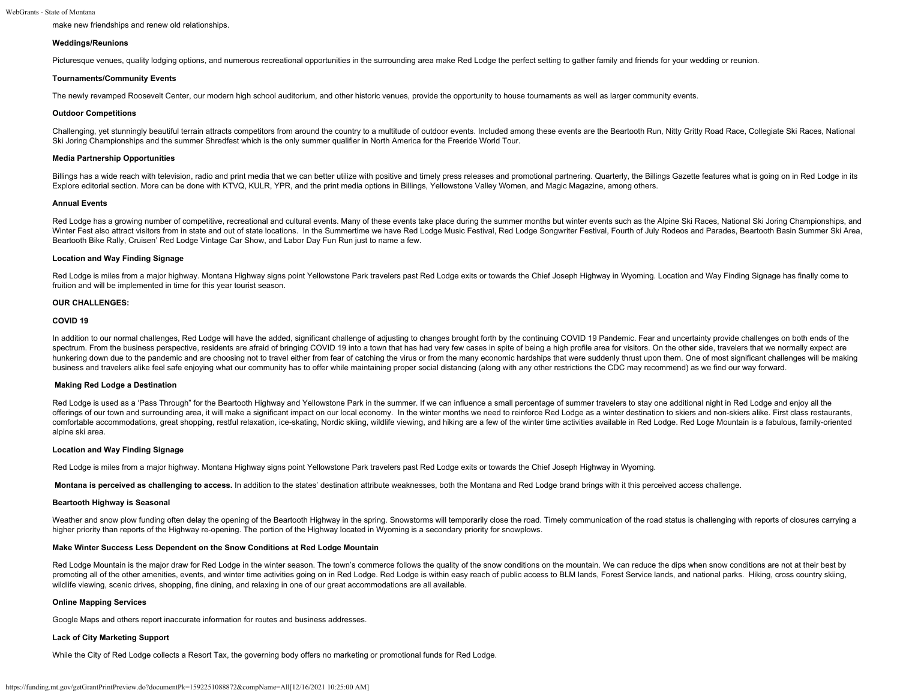make new friendships and renew old relationships.

**Weddings/Reunions**

Picturesque venues, quality lodging options, and numerous recreational opportunities in the surrounding area make Red Lodge the perfect setting to gather family and friends for your wedding or reunion.

**Tournaments/Community Events**

The newly revamped Roosevelt Center, our modern high school auditorium, and other historic venues, provide the opportunity to house tournaments as well as larger community events.

**Outdoor Competitions**

Challenging, yet stunningly beautiful terrain attracts competitors from around the country to a multitude of outdoor events. Included among these events are the Beartooth Run, Nitty Gritty Road Race, Collegiate Ski Races, National Ski Joring Championships and the summer Shredfest which is the only summer qualifier in North America for the Freeride World Tour.

**Media Partnership Opportunities**

Billings has a wide reach with television, radio and print media that we can better utilize with positive and timely press releases and promotional partnering. Quarterly, the Billings Gazette features what is going on in Red Lodge in its Explore editorial section. More can be done with KTVQ, KULR, YPR, and the print media options in Billings, Yellowstone Valley Women, and Magic Magazine, among others.

**Annual Events**

Red Lodge has a growing number of competitive, recreational and cultural events. Many of these events take place during the summer months but winter events such as the Alpine Ski Races, National Ski Joring Championships, and Winter Fest also attract visitors from in state and out of state locations. In the Summertime we have Red Lodge Music Festival, Red Lodge Songwriter Festival, Fourth of July Rodeos and Parades, Beartooth Basin Summer Ski Area, Beartooth Bike Rally, Cruisen' Red Lodge Vintage Car Show, and Labor Day Fun Run just to name a few.

**Location and Way Finding Signage**

Red Lodge is miles from a major highway. Montana Highway signs point Yellowstone Park travelers past Red Lodge exits or towards the Chief Joseph Highway in Wyoming. Location and Way Finding Signage has finally come to fruition and will be implemented in time for this year tourist season.

**OUR CHALLENGES:**

**COVID 19**

In addition to our normal challenges, Red Lodge will have the added, significant challenge of adjusting to changes brought forth by the continuing COVID 19 Pandemic. Fear and uncertainty provide challenges on both ends of the spectrum. From the business perspective, residents are afraid of bringing COVID 19 into a town that has had very few cases in spite of being a high profile area for visitors. On the other side, travelers that we normally expect are hunkering down due to the pandemic and are choosing not to travel either from fear of catching the virus or from the many economic hardships that were suddenly thrust upon them. One of most significant challenges will be making business and travelers alike feel safe enjoying what our community has to offer while maintaining proper social distancing (along with any other restrictions the CDC may recommend) as we find our way forward.

**Making Red Lodge a Destination**

Red Lodge is used as a 'Pass Through" for the Beartooth Highway and Yellowstone Park in the summer. If we can influence a small percentage of summer travelers to stay one additional night in Red Lodge and enjoy all the offerings of our town and surrounding area, it will make a significant impact on our local economy. In the winter months we need to reinforce Red Lodge as a winter destination to skiers and non-skiers alike. First class restaurants, comfortable accommodations, great shopping, restful relaxation, ice-skating, Nordic skiing, wildlife viewing, and hiking are a few of the winter time activities available in Red Lodge. Red Loge Mountain is a fabulous, family-oriented alpine ski area.

**Location and Way Finding Signage**

Red Lodge is miles from a major highway. Montana Highway signs point Yellowstone Park travelers past Red Lodge exits or towards the Chief Joseph Highway in Wyoming.

**Montana is perceived as challenging to access.** In addition to the states' destination attribute weaknesses, both the Montana and Red Lodge brand brings with it this perceived access challenge.

**Beartooth Highway is Seasonal**

Weather and snow plow funding often delay the opening of the Beartooth Highway in the spring. Snowstorms will temporarily close the road. Timely communication of the road status is challenging with reports of closures carrying a higher priority than reports of the Highway re-opening. The portion of the Highway located in Wyoming is a secondary priority for snowplows.

**Make Winter Success Less Dependent on the Snow Conditions at Red Lodge Mountain**

Red Lodge Mountain is the major draw for Red Lodge in the winter season. The town's commerce follows the quality of the snow conditions on the mountain. We can reduce the dips when snow conditions are not at their best by promoting all of the other amenities, events, and winter time activities going on in Red Lodge. Red Lodge is within easy reach of public access to BLM lands, Forest Service lands, and national parks. Hiking, cross country skiing, wildlife viewing, scenic drives, shopping, fine dining, and relaxing in one of our great accommodations are all available.

**Online Mapping Services**

Google Maps and others report inaccurate information for routes and business addresses.

**Lack of City Marketing Support**

While the City of Red Lodge collects a Resort Tax, the governing body offers no marketing or promotional funds for Red Lodge.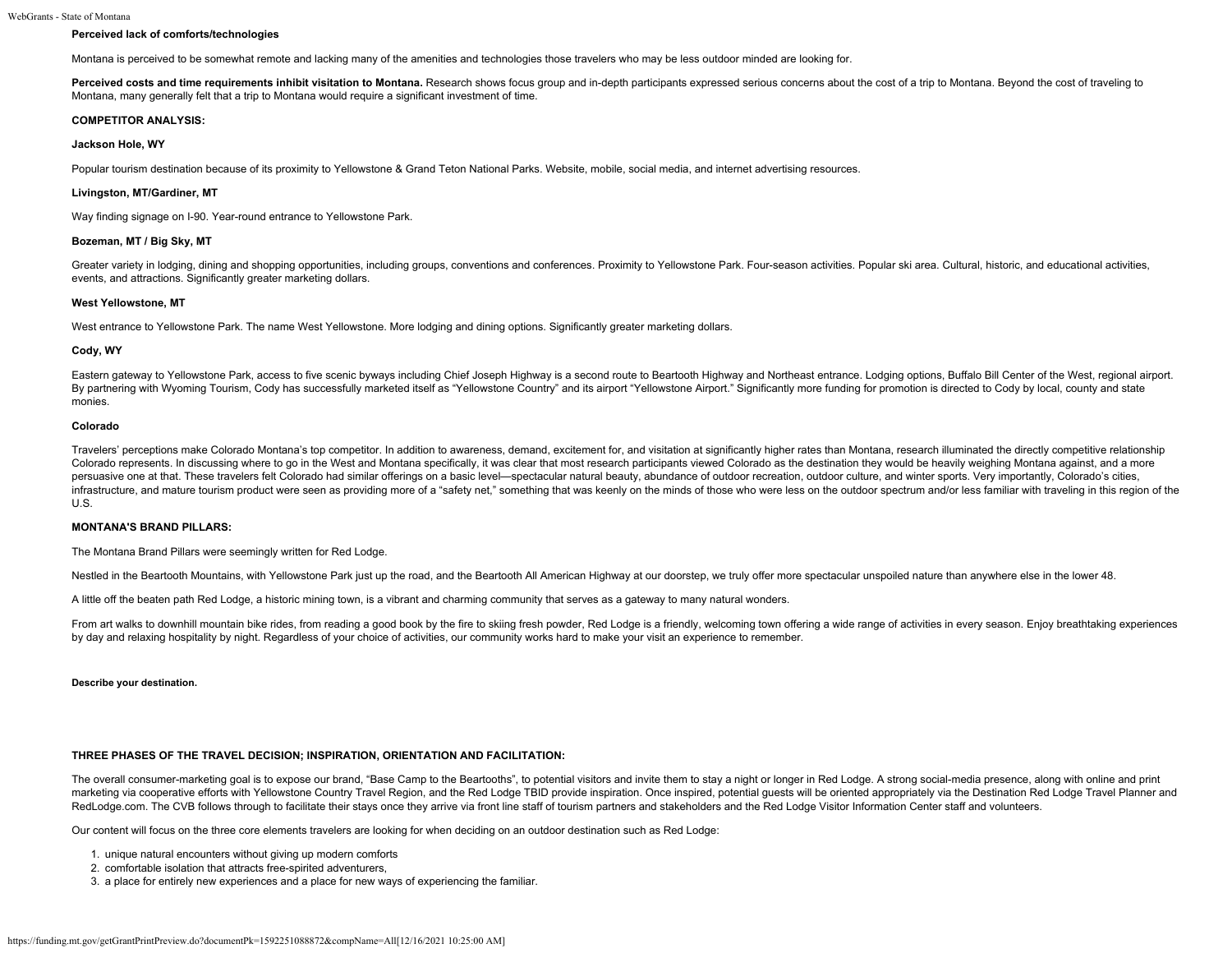**Perceived lack of comforts/technologies**

Montana is perceived to be somewhat remote and lacking many of the amenities and technologies those travelers who may be less outdoor minded are looking for.

**Perceived costs and time requirements inhibit visitation to Montana.** Research shows focus group and in-depth participants expressed serious concerns about the cost of a trip to Montana. Beyond the cost of traveling to Montana, many generally felt that a trip to Montana would require a significant investment of time.

**COMPETITOR ANALYSIS:**

**Jackson Hole, WY**

Popular tourism destination because of its proximity to Yellowstone & Grand Teton National Parks. Website, mobile, social media, and internet advertising resources.

**Livingston, MT/Gardiner, MT**

Way finding signage on I-90. Year-round entrance to Yellowstone Park.

**Bozeman, MT / Big Sky, MT**

Greater variety in lodging, dining and shopping opportunities, including groups, conventions and conferences. Proximity to Yellowstone Park. Four-season activities. Popular ski area. Cultural, historic, and educational activities, events, and attractions. Significantly greater marketing dollars.

**West Yellowstone, MT**

West entrance to Yellowstone Park. The name West Yellowstone. More lodging and dining options. Significantly greater marketing dollars.

**Cody, WY**

Eastern gateway to Yellowstone Park, access to five scenic byways including Chief Joseph Highway is a second route to Beartooth Highway and Northeast entrance. Lodging options, Buffalo Bill Center of the West, regional airport. By partnering with Wyoming Tourism, Cody has successfully marketed itself as "Yellowstone Country" and its airport "Yellowstone Airport." Significantly more funding for promotion is directed to Cody by local, county and state monies.

**Colorado**

Travelers' perceptions make Colorado Montana's top competitor. In addition to awareness, demand, excitement for, and visitation at significantly higher rates than Montana, research illuminated the directly competitive relationship Colorado represents. In discussing where to go in the West and Montana specifically, it was clear that most research participants viewed Colorado as the destination they would be heavily weighing Montana against, and a more persuasive one at that. These travelers felt Colorado had similar offerings on a basic level—spectacular natural beauty, abundance of outdoor recreation, outdoor culture, and winter sports. Very importantly, Colorado's cities, infrastructure, and mature tourism product were seen as providing more of a "safety net," something that was keenly on the minds of those who were less on the outdoor spectrum and/or less familiar with traveling in this region of the U.S.

**MONTANA'S BRAND PILLARS:**

The Montana Brand Pillars were seemingly written for Red Lodge.

Nestled in the Beartooth Mountains, with Yellowstone Park just up the road, and the Beartooth All American Highway at our doorstep, we truly offer more spectacular unspoiled nature than anywhere else in the lower 48.

A little off the beaten path Red Lodge, a historic mining town, is a vibrant and charming community that serves as a gateway to many natural wonders.

From art walks to downhill mountain bike rides, from reading a good book by the fire to skiing fresh powder, Red Lodge is a friendly, welcoming town offering a wide range of activities in every season. Enjoy breathtaking experiences by day and relaxing hospitality by night. Regardless of your choice of activities, our community works hard to make your visit an experience to remember.

**Describe your destination.**

**THREE PHASES OF THE TRAVEL DECISION; INSPIRATION, ORIENTATION AND FACILITATION:**

The overall consumer-marketing goal is to expose our brand, "Base Camp to the Beartooths", to potential visitors and invite them to stay a night or longer in Red Lodge. A strong social-media presence, along with online and print marketing via cooperative efforts with Yellowstone Country Travel Region, and the Red Lodge TBID provide inspiration. Once inspired, potential guests will be oriented appropriately via the Destination Red Lodge Travel Planner and RedLodge.com. The CVB follows through to facilitate their stays once they arrive via front line staff of tourism partners and stakeholders and the Red Lodge Visitor Information Center staff and volunteers.

Our content will focus on the three core elements travelers are looking for when deciding on an outdoor destination such as Red Lodge:

1. unique natural encounters without giving up modern comforts
2. comfortable isolation that attracts free-spirited adventurers,
3. a place for entirely new experiences and a place for new ways of experiencing the familiar.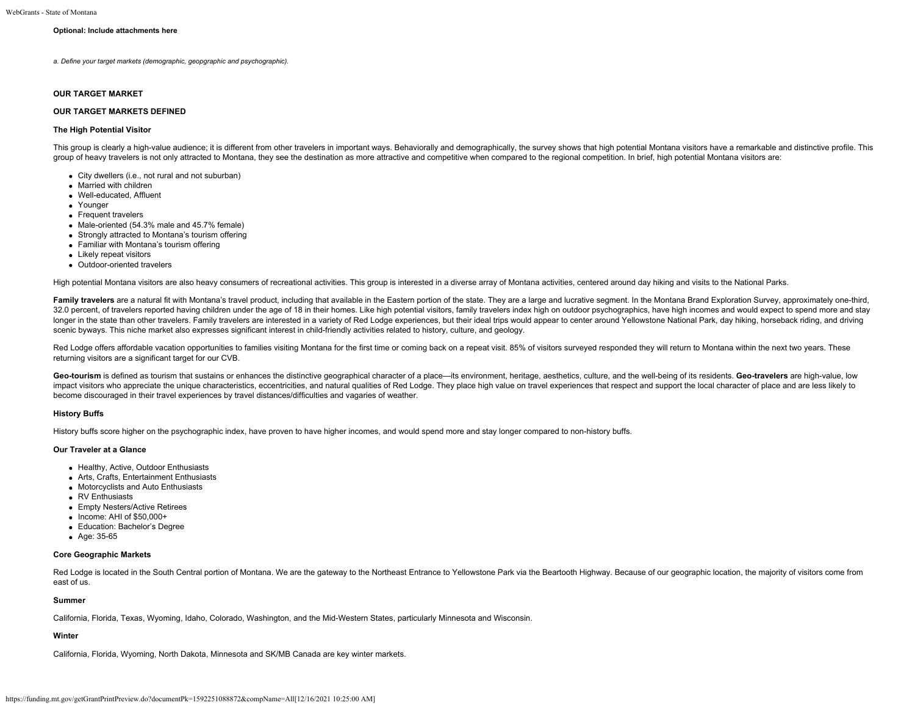**Optional: Include attachments here**

*a. Define your target markets (demographic, geopgraphic and psychographic).*

**OUR TARGET MARKET**

**OUR TARGET MARKETS DEFINED**

**The High Potential Visitor**

This group is clearly a high-value audience; it is different from other travelers in important ways. Behaviorally and demographically, the survey shows that high potential Montana visitors have a remarkable and distinctive profile. This group of heavy travelers is not only attracted to Montana, they see the destination as more attractive and competitive when compared to the regional competition. In brief, high potential Montana visitors are:

- City dwellers (i.e., not rural and not suburban)
- Married with children
- Well-educated, Affluent
- Younger
- Frequent travelers
- Male-oriented (54.3% male and 45.7% female)
- Strongly attracted to Montana's tourism offering
- Familiar with Montana's tourism offering
- Likely repeat visitors
- Outdoor-oriented travelers

High potential Montana visitors are also heavy consumers of recreational activities. This group is interested in a diverse array of Montana activities, centered around day hiking and visits to the National Parks.

**Family travelers** are a natural fit with Montana's travel product, including that available in the Eastern portion of the state. They are a large and lucrative segment. In the Montana Brand Exploration Survey, approximately one-third, 32.0 percent, of travelers reported having children under the age of 18 in their homes. Like high potential visitors, family travelers index high on outdoor psychographics, have high incomes and would expect to spend more and stay longer in the state than other travelers. Family travelers are interested in a variety of Red Lodge experiences, but their ideal trips would appear to center around Yellowstone National Park, day hiking, horseback riding, and driving scenic byways. This niche market also expresses significant interest in child-friendly activities related to history, culture, and geology.

Red Lodge offers affordable vacation opportunities to families visiting Montana for the first time or coming back on a repeat visit. 85% of visitors surveyed responded they will return to Montana within the next two years. These returning visitors are a significant target for our CVB.

**Geo-tourism** is defined as tourism that sustains or enhances the distinctive geographical character of a place—its environment, heritage, aesthetics, culture, and the well-being of its residents. **Geo-travelers** are high-value, low impact visitors who appreciate the unique characteristics, eccentricities, and natural qualities of Red Lodge. They place high value on travel experiences that respect and support the local character of place and are less likely to become discouraged in their travel experiences by travel distances/difficulties and vagaries of weather.

**History Buffs**

History buffs score higher on the psychographic index, have proven to have higher incomes, and would spend more and stay longer compared to non-history buffs.

**Our Traveler at a Glance**

- Healthy, Active, Outdoor Enthusiasts
- Arts, Crafts, Entertainment Enthusiasts
- Motorcyclists and Auto Enthusiasts
- RV Enthusiasts
- Empty Nesters/Active Retirees
- Income: AHI of $50,000+
- Education: Bachelor's Degree
- Age: 35-65

**Core Geographic Markets**

Red Lodge is located in the South Central portion of Montana. We are the gateway to the Northeast Entrance to Yellowstone Park via the Beartooth Highway. Because of our geographic location, the majority of visitors come from east of us.

**Summer**

California, Florida, Texas, Wyoming, Idaho, Colorado, Washington, and the Mid-Western States, particularly Minnesota and Wisconsin.

**Winter**

California, Florida, Wyoming, North Dakota, Minnesota and SK/MB Canada are key winter markets.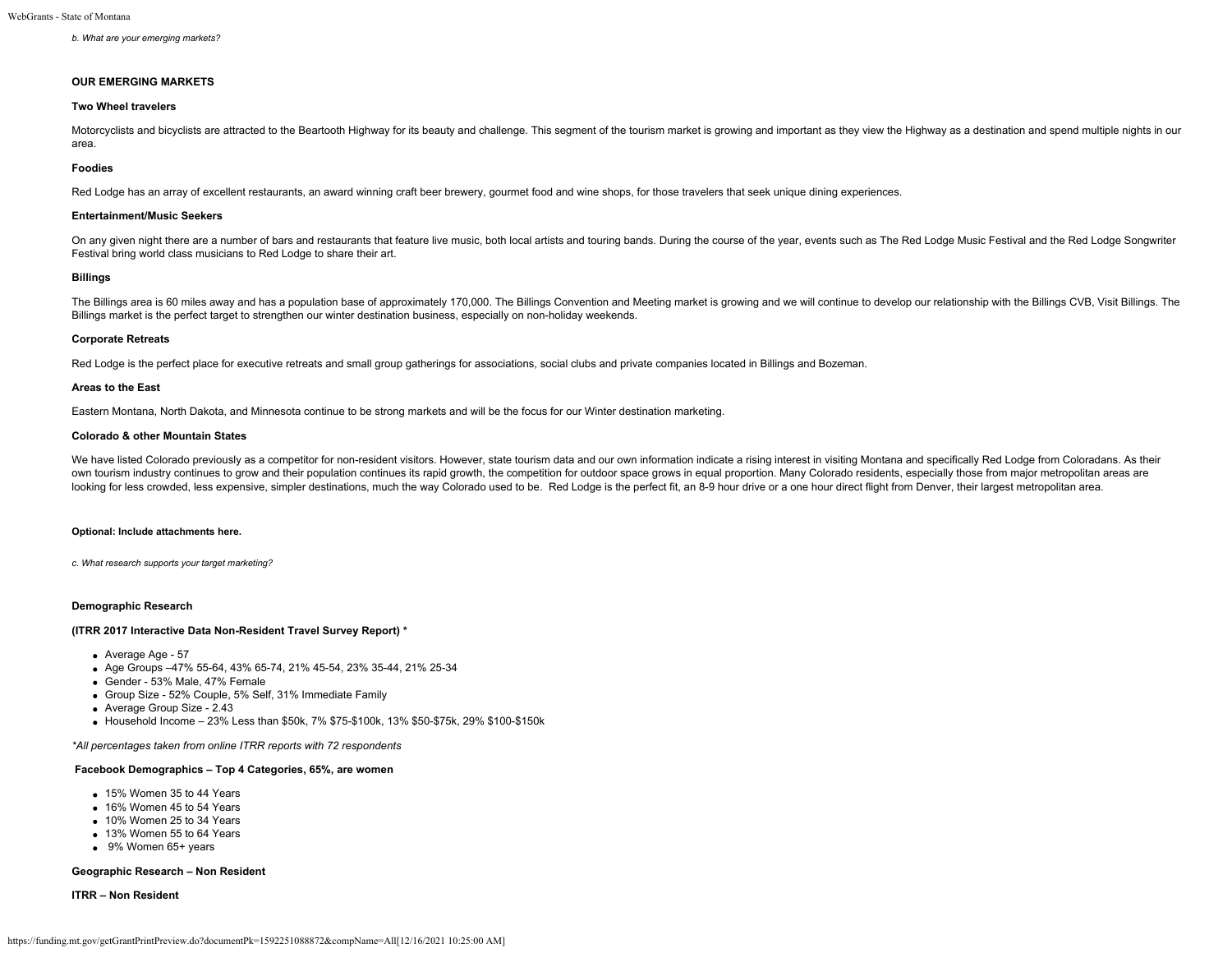*b. What are your emerging markets?*

**OUR EMERGING MARKETS**

**Two Wheel travelers**

Motorcyclists and bicyclists are attracted to the Beartooth Highway for its beauty and challenge. This segment of the tourism market is growing and important as they view the Highway as a destination and spend multiple nights in our area.

**Foodies**

Red Lodge has an array of excellent restaurants, an award winning craft beer brewery, gourmet food and wine shops, for those travelers that seek unique dining experiences.

**Entertainment/Music Seekers**

On any given night there are a number of bars and restaurants that feature live music, both local artists and touring bands. During the course of the year, events such as The Red Lodge Music Festival and the Red Lodge Songwriter Festival bring world class musicians to Red Lodge to share their art.

**Billings**

The Billings area is 60 miles away and has a population base of approximately 170,000. The Billings Convention and Meeting market is growing and we will continue to develop our relationship with the Billings CVB, Visit Billings. The Billings market is the perfect target to strengthen our winter destination business, especially on non-holiday weekends.

**Corporate Retreats**

Red Lodge is the perfect place for executive retreats and small group gatherings for associations, social clubs and private companies located in Billings and Bozeman.

**Areas to the East**

Eastern Montana, North Dakota, and Minnesota continue to be strong markets and will be the focus for our Winter destination marketing.

**Colorado & other Mountain States**

We have listed Colorado previously as a competitor for non-resident visitors. However, state tourism data and our own information indicate a rising interest in visiting Montana and specifically Red Lodge from Coloradans. As their own tourism industry continues to grow and their population continues its rapid growth, the competition for outdoor space grows in equal proportion. Many Colorado residents, especially those from major metropolitan areas are looking for less crowded, less expensive, simpler destinations, much the way Colorado used to be. Red Lodge is the perfect fit, an 8-9 hour drive or a one hour direct flight from Denver, their largest metropolitan area.

**Optional: Include attachments here.**

*c. What research supports your target marketing?*

**Demographic Research**

**(ITRR 2017 Interactive Data Non-Resident Travel Survey Report) ***

- Average Age - 57
- Age Groups –47% 55-64, 43% 65-74, 21% 45-54, 23% 35-44, 21% 25-34
- Gender - 53% Male, 47% Female
- Group Size - 52% Couple, 5% Self, 31% Immediate Family
- Average Group Size - 2.43
- Household Income – 23% Less than $50k, 7% $75-$100k, 13% $50-$75k, 29% $100-$150k

*\*All percentages taken from online ITRR reports with 72 respondents*

**Facebook Demographics – Top 4 Categories, 65%, are women**

- 15% Women 35 to 44 Years
- 16% Women 45 to 54 Years
- 10% Women 25 to 34 Years
- 13% Women 55 to 64 Years
- 9% Women 65+ years

**Geographic Research – Non Resident**

**ITRR – Non Resident**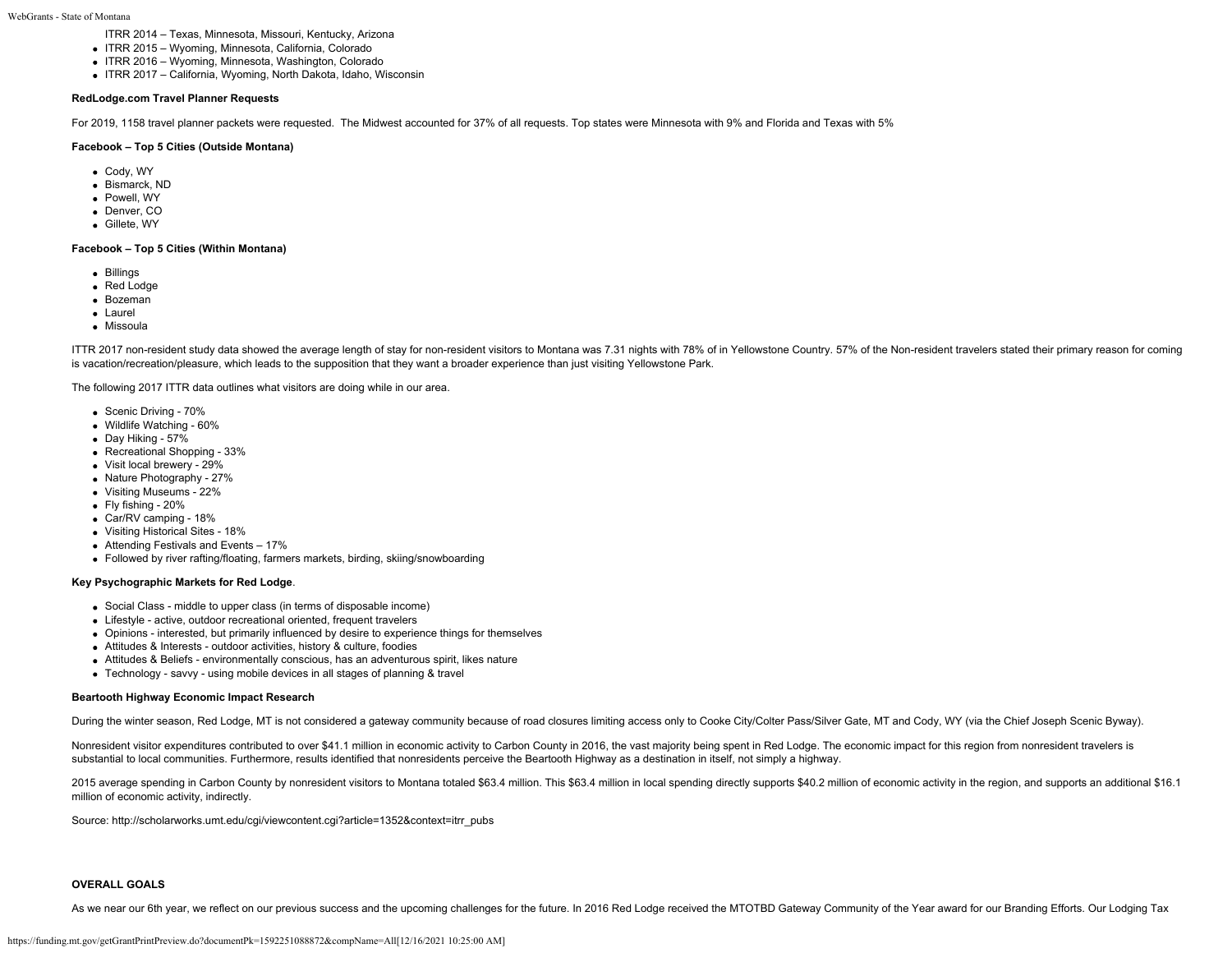- ITRR 2014 – Texas, Minnesota, Missouri, Kentucky, Arizona
- ITRR 2015 – Wyoming, Minnesota, California, Colorado
- ITRR 2016 – Wyoming, Minnesota, Washington, Colorado
- ITRR 2017 – California, Wyoming, North Dakota, Idaho, Wisconsin

**RedLodge.com Travel Planner Requests**

For 2019, 1158 travel planner packets were requested. The Midwest accounted for 37% of all requests. Top states were Minnesota with 9% and Florida and Texas with 5%

**Facebook – Top 5 Cities (Outside Montana)**

- Cody, WY
- Bismarck, ND
- Powell, WY
- Denver, CO
- Gillete, WY

**Facebook – Top 5 Cities (Within Montana)**

- Billings
- Red Lodge
- Bozeman
- Laurel
- Missoula

ITTR 2017 non-resident study data showed the average length of stay for non-resident visitors to Montana was 7.31 nights with 78% of in Yellowstone Country. 57% of the Non-resident travelers stated their primary reason for coming is vacation/recreation/pleasure, which leads to the supposition that they want a broader experience than just visiting Yellowstone Park.

The following 2017 ITTR data outlines what visitors are doing while in our area.

- Scenic Driving - 70%
- Wildlife Watching - 60%
- Day Hiking - 57%
- Recreational Shopping - 33%
- Visit local brewery - 29%
- Nature Photography - 27%
- Visiting Museums - 22%
- Fly fishing - 20%
- Car/RV camping - 18%
- Visiting Historical Sites - 18%
- Attending Festivals and Events – 17%
- Followed by river rafting/floating, farmers markets, birding, skiing/snowboarding

**Key Psychographic Markets for Red Lodge**.

- Social Class - middle to upper class (in terms of disposable income)
- Lifestyle - active, outdoor recreational oriented, frequent travelers
- Opinions - interested, but primarily influenced by desire to experience things for themselves
- Attitudes & Interests - outdoor activities, history & culture, foodies
- Attitudes & Beliefs - environmentally conscious, has an adventurous spirit, likes nature
- Technology - savvy - using mobile devices in all stages of planning & travel

**Beartooth Highway Economic Impact Research**

During the winter season, Red Lodge, MT is not considered a gateway community because of road closures limiting access only to Cooke City/Colter Pass/Silver Gate, MT and Cody, WY (via the Chief Joseph Scenic Byway).

Nonresident visitor expenditures contributed to over $41.1 million in economic activity to Carbon County in 2016, the vast majority being spent in Red Lodge. The economic impact for this region from nonresident travelers is substantial to local communities. Furthermore, results identified that nonresidents perceive the Beartooth Highway as a destination in itself, not simply a highway.

2015 average spending in Carbon County by nonresident visitors to Montana totaled $63.4 million. This $63.4 million in local spending directly supports $40.2 million of economic activity in the region, and supports an additional $16.1 million of economic activity, indirectly.

Source: http://scholarworks.umt.edu/cgi/viewcontent.cgi?article=1352&context=itrr_pubs

**OVERALL GOALS**

As we near our 6th year, we reflect on our previous success and the upcoming challenges for the future. In 2016 Red Lodge received the MTOTBD Gateway Community of the Year award for our Branding Efforts. Our Lodging Tax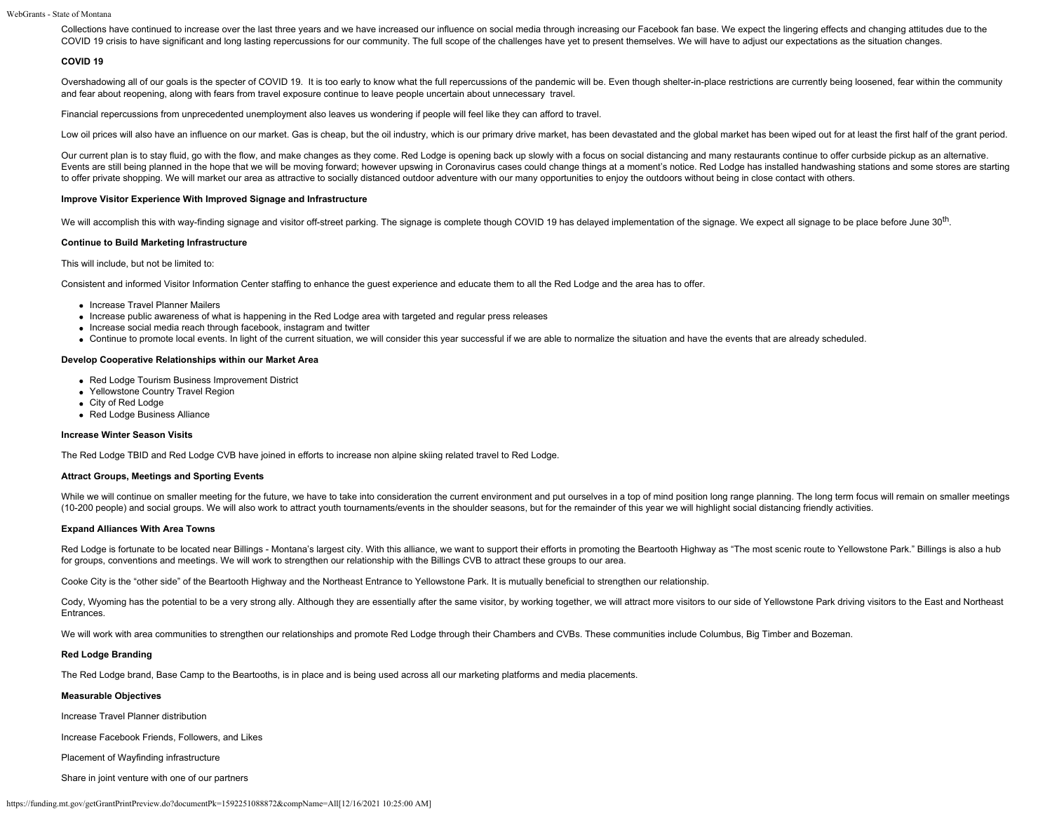Collections have continued to increase over the last three years and we have increased our influence on social media through increasing our Facebook fan base. We expect the lingering effects and changing attitudes due to the COVID 19 crisis to have significant and long lasting repercussions for our community. The full scope of the challenges have yet to present themselves. We will have to adjust our expectations as the situation changes.

**COVID 19**

Overshadowing all of our goals is the specter of COVID 19. It is too early to know what the full repercussions of the pandemic will be. Even though shelter-in-place restrictions are currently being loosened, fear within the community and fear about reopening, along with fears from travel exposure continue to leave people uncertain about unnecessary travel.

Financial repercussions from unprecedented unemployment also leaves us wondering if people will feel like they can afford to travel.

Low oil prices will also have an influence on our market. Gas is cheap, but the oil industry, which is our primary drive market, has been devastated and the global market has been wiped out for at least the first half of the grant period.

Our current plan is to stay fluid, go with the flow, and make changes as they come. Red Lodge is opening back up slowly with a focus on social distancing and many restaurants continue to offer curbside pickup as an alternative. Events are still being planned in the hope that we will be moving forward; however upswing in Coronavirus cases could change things at a moment's notice. Red Lodge has installed handwashing stations and some stores are starting to offer private shopping. We will market our area as attractive to socially distanced outdoor adventure with our many opportunities to enjoy the outdoors without being in close contact with others.

**Improve Visitor Experience With Improved Signage and Infrastructure**

We will accomplish this with way-finding signage and visitor off-street parking. The signage is complete though COVID 19 has delayed implementation of the signage. We expect all signage to be place before June 30th.

**Continue to Build Marketing Infrastructure**

This will include, but not be limited to:

Consistent and informed Visitor Information Center staffing to enhance the guest experience and educate them to all the Red Lodge and the area has to offer.

- Increase Travel Planner Mailers
- Increase public awareness of what is happening in the Red Lodge area with targeted and regular press releases
- Increase social media reach through facebook, instagram and twitter
- Continue to promote local events. In light of the current situation, we will consider this year successful if we are able to normalize the situation and have the events that are already scheduled.

**Develop Cooperative Relationships within our Market Area**

- Red Lodge Tourism Business Improvement District
- Yellowstone Country Travel Region
- City of Red Lodge
- Red Lodge Business Alliance

**Increase Winter Season Visits**

The Red Lodge TBID and Red Lodge CVB have joined in efforts to increase non alpine skiing related travel to Red Lodge.

**Attract Groups, Meetings and Sporting Events**

While we will continue on smaller meeting for the future, we have to take into consideration the current environment and put ourselves in a top of mind position long range planning. The long term focus will remain on smaller meetings (10-200 people) and social groups. We will also work to attract youth tournaments/events in the shoulder seasons, but for the remainder of this year we will highlight social distancing friendly activities.

**Expand Alliances With Area Towns**

Red Lodge is fortunate to be located near Billings - Montana's largest city. With this alliance, we want to support their efforts in promoting the Beartooth Highway as "The most scenic route to Yellowstone Park." Billings is also a hub for groups, conventions and meetings. We will work to strengthen our relationship with the Billings CVB to attract these groups to our area.

Cooke City is the "other side" of the Beartooth Highway and the Northeast Entrance to Yellowstone Park. It is mutually beneficial to strengthen our relationship.

Cody, Wyoming has the potential to be a very strong ally. Although they are essentially after the same visitor, by working together, we will attract more visitors to our side of Yellowstone Park driving visitors to the East and Northeast Entrances.

We will work with area communities to strengthen our relationships and promote Red Lodge through their Chambers and CVBs. These communities include Columbus, Big Timber and Bozeman.

**Red Lodge Branding**

The Red Lodge brand, Base Camp to the Beartooths, is in place and is being used across all our marketing platforms and media placements.

**Measurable Objectives**

Increase Travel Planner distribution

Increase Facebook Friends, Followers, and Likes

Placement of Wayfinding infrastructure

Share in joint venture with one of our partners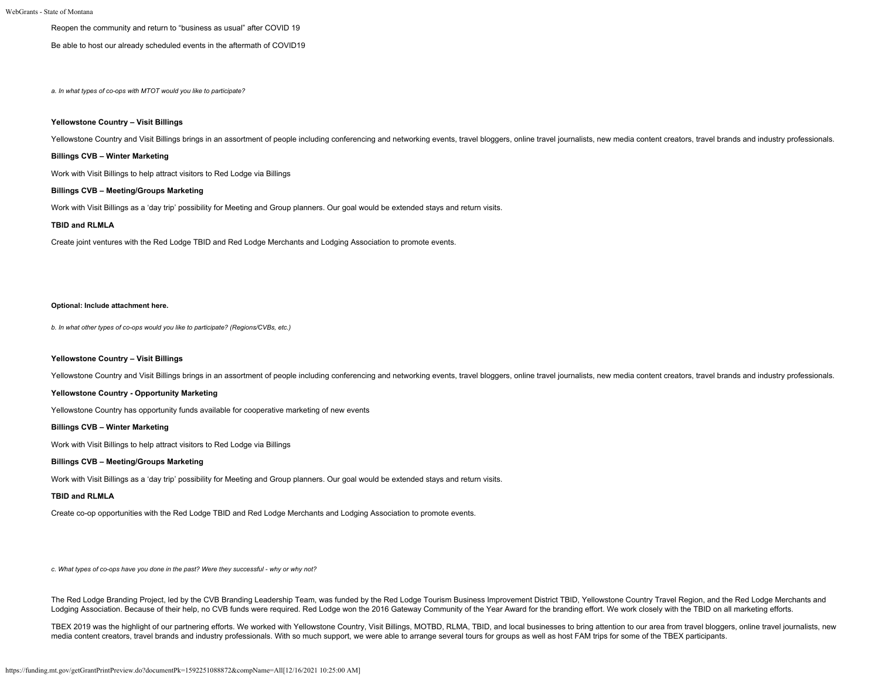Reopen the community and return to "business as usual" after COVID 19

Be able to host our already scheduled events in the aftermath of COVID19

*a. In what types of co-ops with MTOT would you like to participate?*

**Yellowstone Country – Visit Billings**

Yellowstone Country and Visit Billings brings in an assortment of people including conferencing and networking events, travel bloggers, online travel journalists, new media content creators, travel brands and industry professionals.

**Billings CVB – Winter Marketing**

Work with Visit Billings to help attract visitors to Red Lodge via Billings

**Billings CVB – Meeting/Groups Marketing**

Work with Visit Billings as a 'day trip' possibility for Meeting and Group planners. Our goal would be extended stays and return visits.

**TBID and RLMLA**

Create joint ventures with the Red Lodge TBID and Red Lodge Merchants and Lodging Association to promote events.

**Optional: Include attachment here.**

*b. In what other types of co-ops would you like to participate? (Regions/CVBs, etc.)*

**Yellowstone Country – Visit Billings**

Yellowstone Country and Visit Billings brings in an assortment of people including conferencing and networking events, travel bloggers, online travel journalists, new media content creators, travel brands and industry professionals.

**Yellowstone Country - Opportunity Marketing**

Yellowstone Country has opportunity funds available for cooperative marketing of new events

**Billings CVB – Winter Marketing**

Work with Visit Billings to help attract visitors to Red Lodge via Billings

**Billings CVB – Meeting/Groups Marketing**

Work with Visit Billings as a 'day trip' possibility for Meeting and Group planners. Our goal would be extended stays and return visits.

**TBID and RLMLA**

Create co-op opportunities with the Red Lodge TBID and Red Lodge Merchants and Lodging Association to promote events.

*c. What types of co-ops have you done in the past? Were they successful - why or why not?*

The Red Lodge Branding Project, led by the CVB Branding Leadership Team, was funded by the Red Lodge Tourism Business Improvement District TBID, Yellowstone Country Travel Region, and the Red Lodge Merchants and Lodging Association. Because of their help, no CVB funds were required. Red Lodge won the 2016 Gateway Community of the Year Award for the branding effort. We work closely with the TBID on all marketing efforts.

TBEX 2019 was the highlight of our partnering efforts. We worked with Yellowstone Country, Visit Billings, MOTBD, RLMA, TBID, and local businesses to bring attention to our area from travel bloggers, online travel journalists, new media content creators, travel brands and industry professionals. With so much support, we were able to arrange several tours for groups as well as host FAM trips for some of the TBEX participants.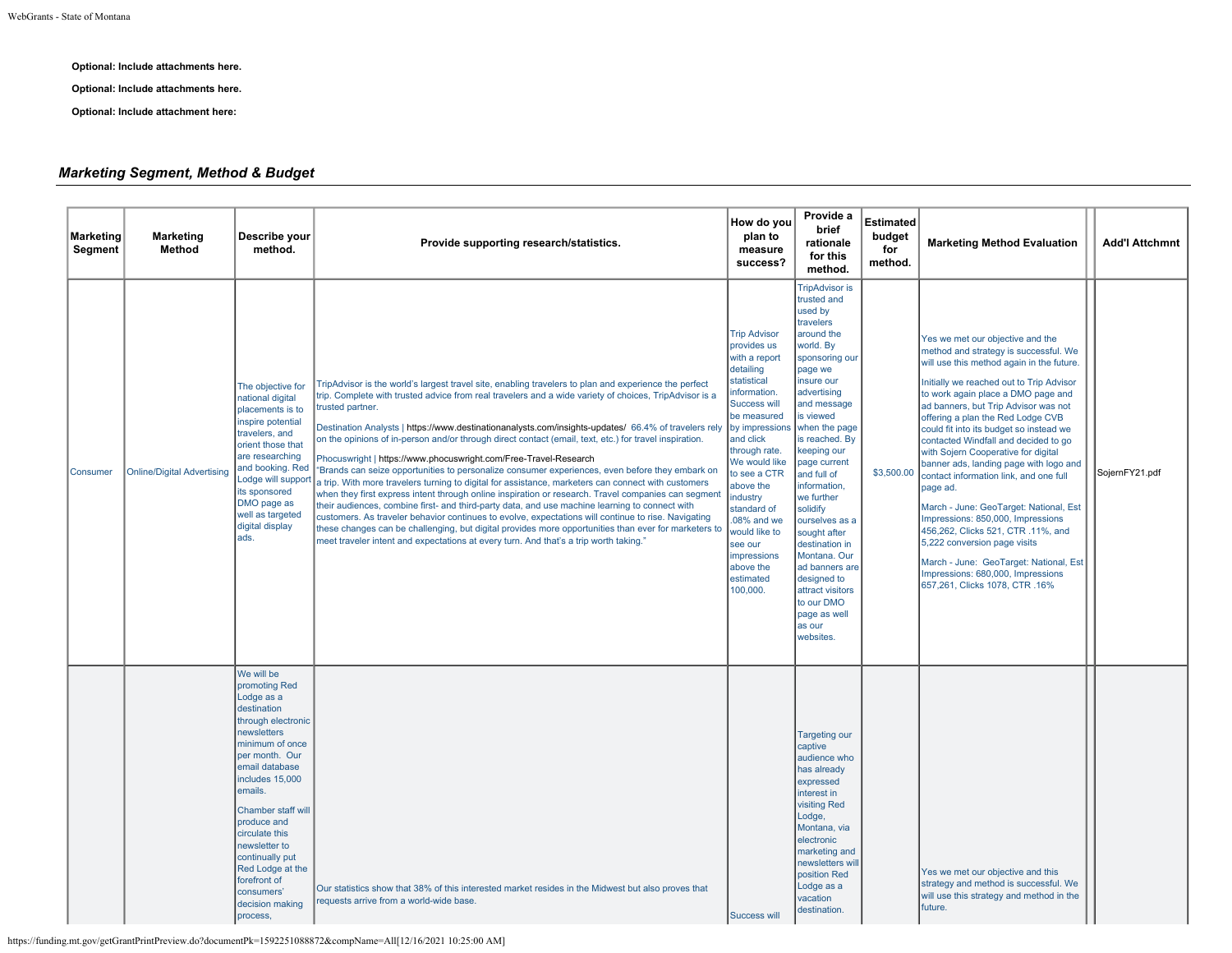**Optional: Include attachments here.**

**Optional: Include attachments here.**

**Optional: Include attachment here:**

## *Marketing Segment, Method & Budget*

| Marketing Segment | Marketing Method | Describe your method. | Provide supporting research/statistics. | How do you plan to measure success? | Provide a brief rationale for this method. | Estimated budget for method. | Marketing Method Evaluation | | Add'l Attchmnt |
|---|---|---|---|---|---|---|---|---|---|
| Consumer | Online/Digital Advertising | The objective for national digital placements is to inspire potential travelers, and orient those that are researching and booking. Red Lodge will support its sponsored DMO page as well as targeted digital display ads. | TripAdvisor is the world's largest travel site, enabling travelers to plan and experience the perfect trip. Complete with trusted advice from real travelers and a wide variety of choices, TripAdvisor is a trusted partner.<br><br>Destination Analysts \| https://www.destinationanalysts.com/insights-updates/ 66.4% of travelers rely on the opinions of in-person and/or through direct contact (email, text, etc.) for travel inspiration.<br><br>Phocuswright \| https://www.phocuswright.com/Free-Travel-Research "Brands can seize opportunities to personalize consumer experiences, even before they embark on a trip. With more travelers turning to digital for assistance, marketers can connect with customers when they first express intent through online inspiration or research. Travel companies can segment their audiences, combine first- and third-party data, and use machine learning to connect with customers. As traveler behavior continues to evolve, expectations will continue to rise. Navigating these changes can be challenging, but digital provides more opportunities than ever for marketers to meet traveler intent and expectations at every turn. And that's a trip worth taking." | Trip Advisor provides us with a report detailing statistical information. Success will be measured by impressions and click through rate. We would like to see a CTR above the industry standard of .08% and we would like to see our impressions above the estimated 100,000. | TripAdvisor is trusted and used by travelers around the world. By sponsoring our page we insure our advertising and message is viewed when the page is reached. By keeping our page current and full of information, we further solidify ourselves as a sought after destination in Montana. Our ad banners are designed to attract visitors to our DMO page as well as our websites. | $3,500.00 | Yes we met our objective and the method and strategy is successful. We will use this method again in the future.<br><br>Initially we reached out to Trip Advisor to work again place a DMO page and ad banners, but Trip Advisor was not offering a plan the Red Lodge CVB could fit into its budget so instead we contacted Windfall and decided to go with Sojern Cooperative for digital banner ads, landing page with logo and contact information link, and one full page ad.<br><br>March - June: GeoTarget: National, Est Impressions: 850,000, Impressions 456,262, Clicks 521, CTR .11%, and 5,222 conversion page visits<br><br>March - June: GeoTarget: National, Est Impressions: 680,000, Impressions 657,261, Clicks 1078, CTR .16% | | SojernFY21.pdf |
| | | We will be promoting Red Lodge as a destination through electronic newsletters minimum of once per month. Our email database includes 15,000 emails.<br><br>Chamber staff will produce and circulate this newsletter to continually put Red Lodge at the forefront of consumers' decision making process, | Our statistics show that 38% of this interested market resides in the Midwest but also proves that requests arrive from a world-wide base. | Success will | Targeting our captive audience who has already expressed interest in visiting Red Lodge, Montana, via electronic marketing and newsletters will position Red Lodge as a vacation destination. | | Yes we met our objective and this strategy and method is successful. We will use this strategy and method in the future. | | |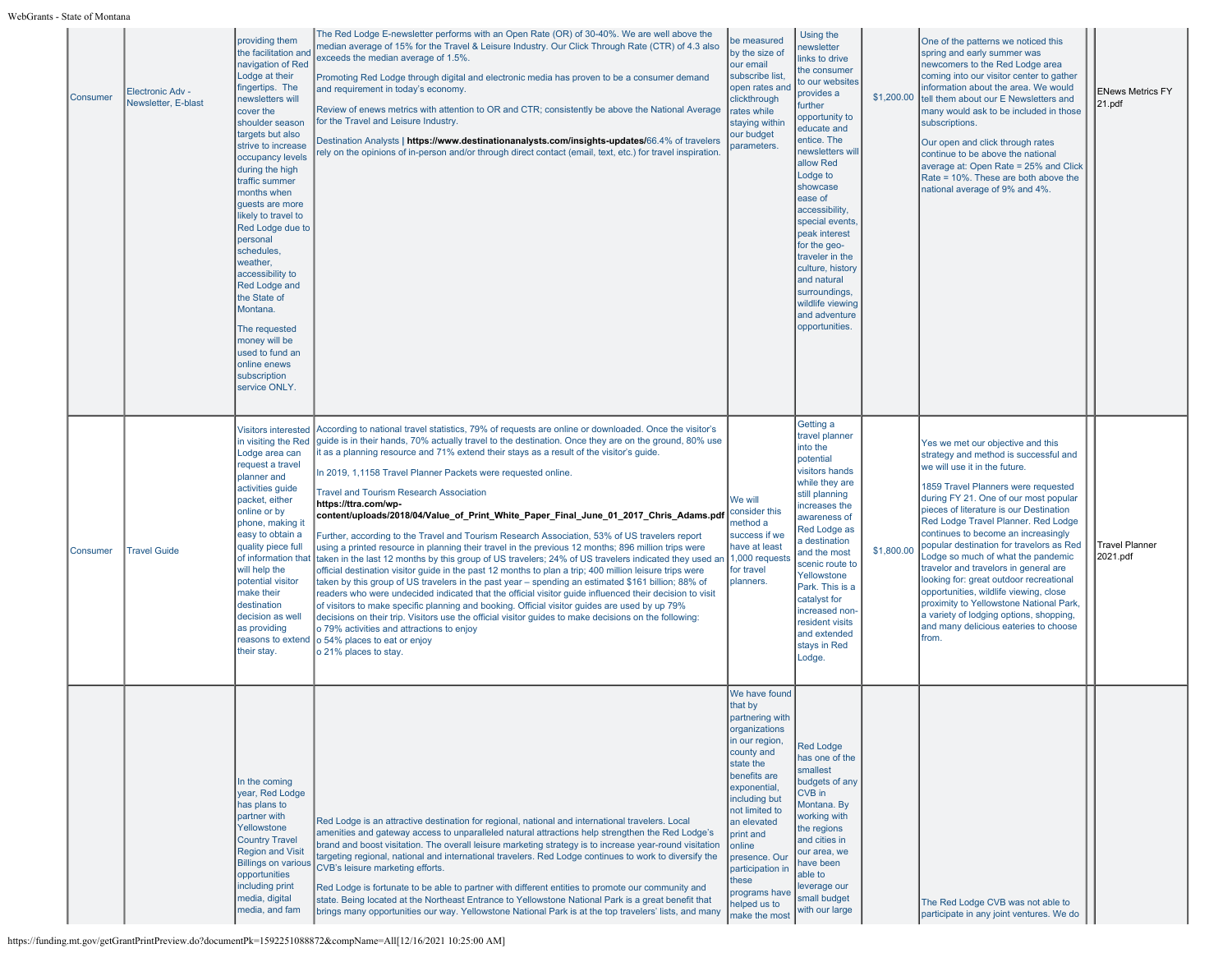| | | | | | | | | | |
|---|---|---|---|---|---|---|---|---|---|
| Consumer | Electronic Adv - Newsletter, E-blast | providing them the facilitation and navigation of Red Lodge at their fingertips. The newsletters will cover the shoulder season targets but also strive to increase occupancy levels during the high traffic summer months when guests are more likely to travel to Red Lodge due to personal schedules, weather, accessibility to Red Lodge and the State of Montana.<br><br>The requested money will be used to fund an online enews subscription service ONLY. | The Red Lodge E-newsletter performs with an Open Rate (OR) of 30-40%. We are well above the median average of 15% for the Travel & Leisure Industry. Our Click Through Rate (CTR) of 4.3 also exceeds the median average of 1.5%.<br><br>Promoting Red Lodge through digital and electronic media has proven to be a consumer demand and requirement in today's economy.<br><br>Review of enews metrics with attention to OR and CTR; consistently be above the National Average for the Travel and Leisure Industry.<br><br>Destination Analysts \| **https://www.destinationanalysts.com/insights-updates/**66.4% of travelers rely on the opinions of in-person and/or through direct contact (email, text, etc.) for travel inspiration. | be measured by the size of our email subscribe list, open rates and clickthrough rates while staying within our budget parameters. | Using the newsletter links to drive the consumer to our websites provides a further opportunity to educate and entice. The newsletters will allow Red Lodge to showcase ease of accessibility, special events, peak interest for the geo-traveler in the culture, history and natural surroundings, wildlife viewing and adventure opportunities. | $1,200.00 | One of the patterns we noticed this spring and early summer was newcomers to the Red Lodge area coming into our visitor center to gather information about the area. We would tell them about our E Newsletters and many would ask to be included in those subscriptions.<br><br>Our open and click through rates continue to be above the national average at: Open Rate = 25% and Click Rate = 10%. These are both above the national average of 9% and 4%. | | ENews Metrics FY 21.pdf |
| Consumer | Travel Guide | Visitors interested in visiting the Red Lodge area can request a travel planner and activities guide packet, either online or by phone, making it easy to obtain a quality piece full of information that will help the potential visitor make their destination decision as well as providing reasons to extend their stay. | According to national travel statistics, 79% of requests are online or downloaded. Once the visitor's guide is in their hands, 70% actually travel to the destination. Once they are on the ground, 80% use it as a planning resource and 71% extend their stays as a result of the visitor's guide.<br><br>In 2019, 1,1158 Travel Planner Packets were requested online.<br><br>Travel and Tourism Research Association<br>**https://ttra.com/wp-content/uploads/2018/04/Value_of_Print_White_Paper_Final_June_01_2017_Chris_Adams.pdf**<br><br>Further, according to the Travel and Tourism Research Association, 53% of US travelers report using a printed resource in planning their travel in the previous 12 months; 896 million trips were taken in the last 12 months by this group of US travelers; 24% of US travelers indicated they used an official destination visitor guide in the past 12 months to plan a trip; 400 million leisure trips were taken by this group of US travelers in the past year – spending an estimated $161 billion; 88% of readers who were undecided indicated that the official visitor guide influenced their decision to visit of visitors to make specific planning and booking. Official visitor guides are used by up 79% decisions on their trip. Visitors use the official visitor guides to make decisions on the following:<br>o 79% activities and attractions to enjoy<br>o 54% places to eat or enjoy<br>o 21% places to stay. | We will consider this method a success if we have at least 1,000 requests for travel planners. | Getting a travel planner into the potential visitors hands while they are still planning increases the awareness of Red Lodge as a destination and the most scenic route to Yellowstone Park. This is a catalyst for increased non-resident visits and extended stays in Red Lodge. | $1,800.00 | Yes we met our objective and this strategy and method is successful and we will use it in the future.<br><br>1859 Travel Planners were requested during FY 21. One of our most popular pieces of literature is our Destination Red Lodge Travel Planner. Red Lodge continues to become an increasingly popular destination for travelors as Red Lodge so much of what the pandemic travelor and travelors in general are looking for: great outdoor recreational opportunities, wildlife viewing, close proximity to Yellowstone National Park, a variety of lodging options, shopping, and many delicious eateries to choose from. | | Travel Planner 2021.pdf |
| | | In the coming year, Red Lodge has plans to partner with Yellowstone Country Travel Region and Visit Billings on various opportunities including print media, digital media, and fam | Red Lodge is an attractive destination for regional, national and international travelers. Local amenities and gateway access to unparalleled natural attractions help strengthen the Red Lodge's brand and boost visitation. The overall leisure marketing strategy is to increase year-round visitation targeting regional, national and international travelers. Red Lodge continues to work to diversify the CVB's leisure marketing efforts.<br><br>Red Lodge is fortunate to be able to partner with different entities to promote our community and state. Being located at the Northeast Entrance to Yellowstone National Park is a great benefit that brings many opportunities our way. Yellowstone National Park is at the top travelers' lists, and many | We have found that by partnering with organizations in our region, county and state the benefits are exponential, including but not limited to an elevated print and online presence. Our participation in these programs have helped us to make the most | Red Lodge has one of the smallest budgets of any CVB in Montana. By working with the regions and cities in our area, we have been able to leverage our small budget with our large | | The Red Lodge CVB was not able to participate in any joint ventures. We do | | |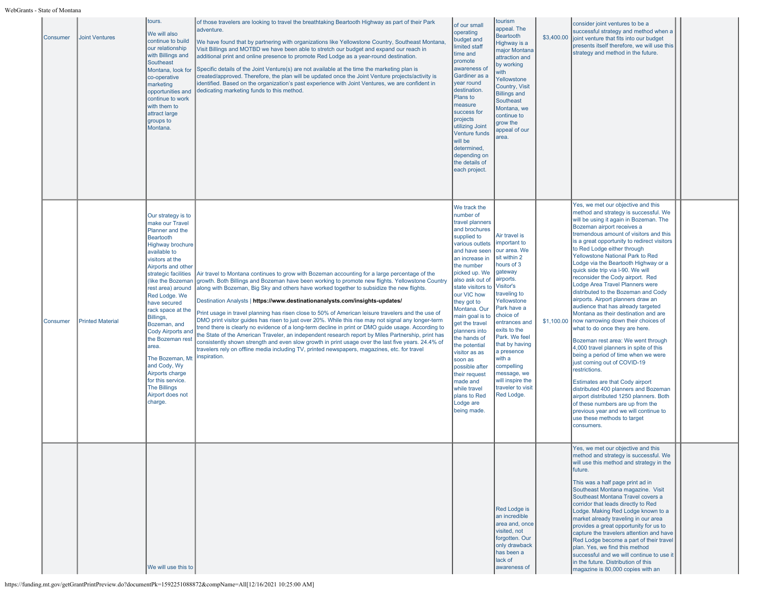| | | | | | | | | | |
|---|---|---|---|---|---|---|---|---|---|
| Consumer | Joint Ventures | tours.<br><br>We will also continue to build our relationship with Billings and Southeast Montana, look for co-operative marketing opportunities and continue to work with them to attract large groups to Montana. | of those travelers are looking to travel the breathtaking Beartooth Highway as part of their Park adventure.<br><br>We have found that by partnering with organizations like Yellowstone Country, Southeast Montana, Visit Billings and MOTBD we have been able to stretch our budget and expand our reach in additional print and online presence to promote Red Lodge as a year-round destination.<br><br>Specific details of the Joint Venture(s) are not available at the time the marketing plan is created/approved. Therefore, the plan will be updated once the Joint Venture projects/activity is identified. Based on the organization's past experience with Joint Ventures, we are confident in dedicating marketing funds to this method. | of our small operating budget and limited staff time and promote awareness of Gardiner as a year round destination. Plans to measure success for projects utilizing Joint Venture funds will be determined, depending on the details of each project. | tourism appeal. The Beartooth Highway is a major Montana attraction and by working with Yellowstone Country, Visit Billings and Southeast Montana, we continue to grow the appeal of our area. | $3,400.00 | consider joint ventures to be a successful strategy and method when a joint venture that fits into our budget presents itself therefore, we will use this strategy and method in the future. | | |
| Consumer | Printed Material | Our strategy is to make our Travel Planner and the Beartooth Highway brochure available to visitors at the Airports and other strategic facilities (like the Bozeman rest area) around Red Lodge. We have secured rack space at the Billings, Bozeman, and Cody Airports and the Bozeman rest area.<br><br>The Bozeman, Mt and Cody, Wy Airports charge for this service. The Billings Airport does not charge. | Air travel to Montana continues to grow with Bozeman accounting for a large percentage of the growth. Both Billings and Bozeman have been working to promote new flights. Yellowstone Country along with Bozeman, Big Sky and others have worked together to subsidize the new flights.<br><br>Destination Analysts \| **https://www.destinationanalysts.com/insights-updates/**<br><br>Print usage in travel planning has risen close to 50% of American leisure travelers and the use of DMO print visitor guides has risen to just over 20%. While this rise may not signal any longer-term trend there is clearly no evidence of a long-term decline in print or DMO guide usage. According to the State of the American Traveler, an independent research report by Miles Partnership, print has consistently shown strength and even slow growth in print usage over the last five years. 24.4% of travelers rely on offline media including TV, printed newspapers, magazines, etc. for travel inspiration. | We track the number of travel planners and brochures supplied to various outlets and have seen an increase in the number picked up. We also ask out of state visitors to our VIC how they got to Montana. Our main goal is to get the travel planners into the hands of the potential visitor as as soon as possible after their request made and while travel plans to Red Lodge are being made. | Air travel is important to our area. We sit within 2 hours of 3 gateway airports. Visitor's traveling to Yellowstone Park have a choice of entrances and exits to the Park. We feel that by having a presence with a compelling message, we will inspire the traveler to visit Red Lodge. | $1,100.00 | Yes, we met our objective and this method and strategy is successful. We will be using it again in Bozeman. The Bozeman airport receives a tremendous amount of visitors and this is a great opportunity to redirect visitors to Red Lodge either through Yellowstone National Park to Red Lodge via the Beartooth Highway or a quick side trip via I-90. We will reconsider the Cody airport. Red Lodge Area Travel Planners were distributed to the Bozeman and Cody airports. Airport planners draw an audience that has already targeted Montana as their destination and are now narrowing down their choices of what to do once they are here.<br><br>Bozeman rest area: We went through 4,000 travel planners in spite of this being a period of time when we were just coming out of COVID-19 restrictions.<br><br>Estimates are that Cody airport distributed 400 planners and Bozeman airport distributed 1250 planners. Both of these numbers are up from the previous year and we will continue to use these methods to target consumers. | | |
| | | We will use this to | | | Red Lodge is an incredible area and, once visited, not forgotten. Our only drawback has been a lack of awareness of | | Yes, we met our objective and this method and strategy is successful. We will use this method and strategy in the future.<br><br>This was a half page print ad in Southeast Montana magazine. Visit Southeast Montana Travel covers a corridor that leads directly to Red Lodge. Making Red Lodge known to a market already traveling in our area provides a great opportunity for us to capture the travelers attention and have Red Lodge become a part of their travel plan. Yes, we find this method successful and we will continue to use it in the future. Distribution of this magazine is 80,000 copies with an | | |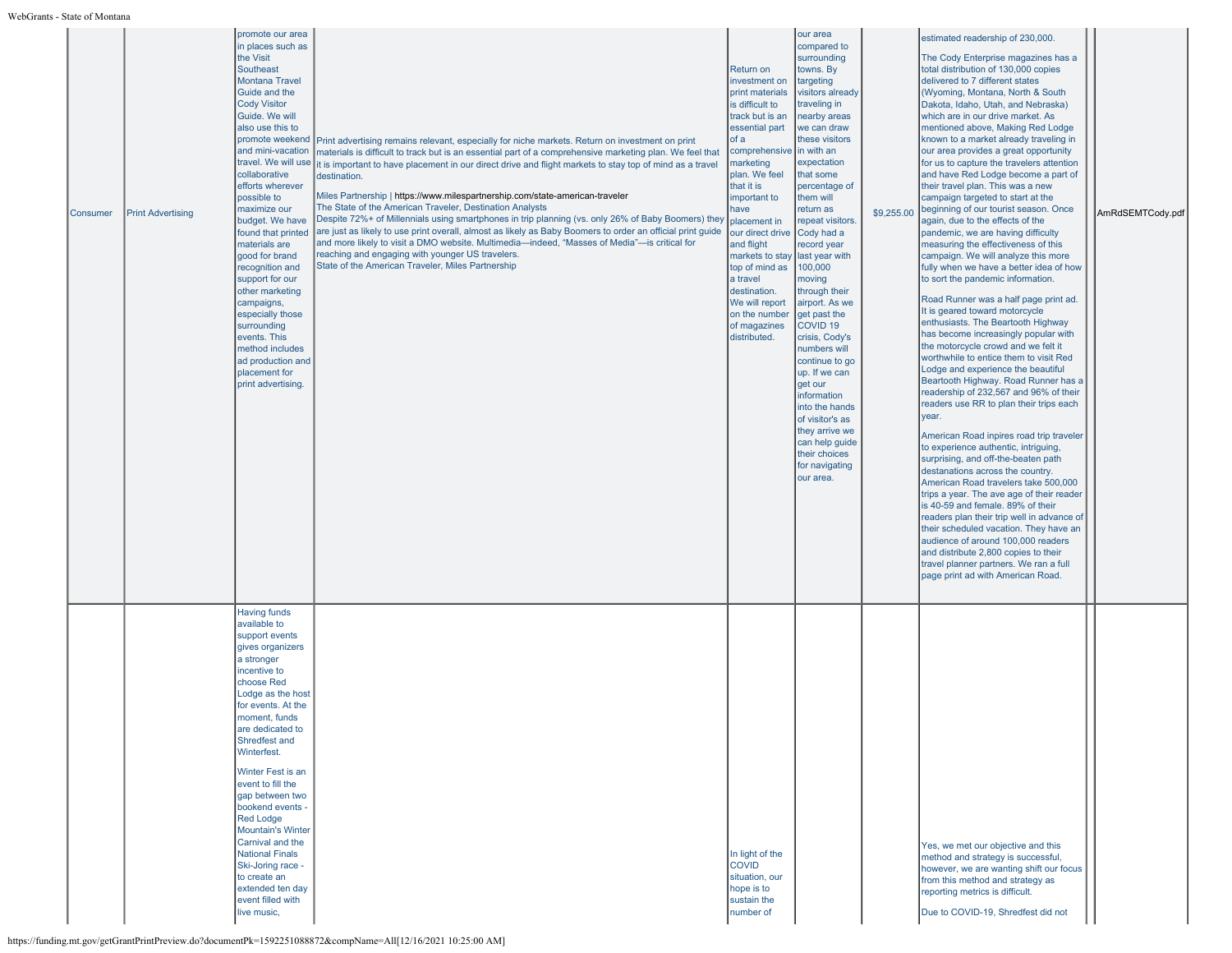| | | | | | | | | | |
|---|---|---|---|---|---|---|---|---|---|
| Consumer | Print Advertising | promote our area in places such as the Visit Southeast Montana Travel Guide and the Cody Visitor Guide. We will also use this to promote weekend and mini-vacation travel. We will use collaborative efforts wherever possible to maximize our budget. We have found that printed materials are good for brand recognition and support for our other marketing campaigns, especially those surrounding events. This method includes ad production and placement for print advertising. | Print advertising remains relevant, especially for niche markets. Return on investment on print materials is difficult to track but is an essential part of a comprehensive marketing plan. We feel that it is important to have placement in our direct drive and flight markets to stay top of mind as a travel destination.<br><br>Miles Partnership \| https://www.milespartnership.com/state-american-traveler<br>The State of the American Traveler, Destination Analysts<br>Despite 72%+ of Millennials using smartphones in trip planning (vs. only 26% of Baby Boomers) they are just as likely to use print overall, almost as likely as Baby Boomers to order an official print guide and more likely to visit a DMO website. Multimedia—indeed, "Masses of Media"—is critical for reaching and engaging with younger US travelers.<br>State of the American Traveler, Miles Partnership | Return on investment on print materials is difficult to track but is an essential part of a comprehensive marketing plan. We feel that it is important to have placement in our direct drive and flight markets to stay top of mind as a travel destination. We will report on the number of magazines distributed. | our area compared to surrounding towns. By targeting visitors already traveling in nearby areas we can draw these visitors in with an expectation that some percentage of them will return as repeat visitors. Cody had a record year last year with 100,000 moving through their airport. As we get past the COVID 19 crisis, Cody's numbers will continue to go up. If we can get our information into the hands of visitor's as they arrive we can help guide their choices for navigating our area. | $9,255.00 | estimated readership of 230,000.<br><br>The Cody Enterprise magazines has a total distribution of 130,000 copies delivered to 7 different states (Wyoming, Montana, North & South Dakota, Idaho, Utah, and Nebraska) which are in our drive market. As mentioned above, Making Red Lodge known to a market already traveling in our area provides a great opportunity for us to capture the travelers attention and have Red Lodge become a part of their travel plan. This was a new campaign targeted to start at the beginning of our tourist season. Once again, due to the effects of the pandemic, we are having difficulty measuring the effectiveness of this campaign. We will analyze this more fully when we have a better idea of how to sort the pandemic information.<br><br>Road Runner was a half page print ad. It is geared toward motorcycle enthusiasts. The Beartooth Highway has become increasingly popular with the motorcycle crowd and we felt it worthwhile to entice them to visit Red Lodge and experience the beautiful Beartooth Highway. Road Runner has a readership of 232,567 and 96% of their readers use RR to plan their trips each year.<br><br>American Road inpires road trip traveler to experience authentic, intriguing, surprising, and off-the-beaten path destanations across the country. American Road travelers take 500,000 trips a year. The ave age of their reader is 40-59 and female. 89% of their readers plan their trip well in advance of their scheduled vacation. They have an audience of around 100,000 readers and distribute 2,800 copies to their travel planner partners. We ran a full page print ad with American Road. | | AmRdSEMTCody.pdf |
| | | Having funds available to support events gives organizers a stronger incentive to choose Red Lodge as the host for events. At the moment, funds are dedicated to Shredfest and Winterfest.<br><br>Winter Fest is an event to fill the gap between two bookend events - Red Lodge Mountain's Winter Carnival and the National Finals Ski-Joring race - to create an extended ten day event filled with live music, | | In light of the COVID situation, our hope is to sustain the number of | | | Yes, we met our objective and this method and strategy is successful, however, we are wanting shift our focus from this method and strategy as reporting metrics is difficult.<br><br>Due to COVID-19, Shredfest did not | | |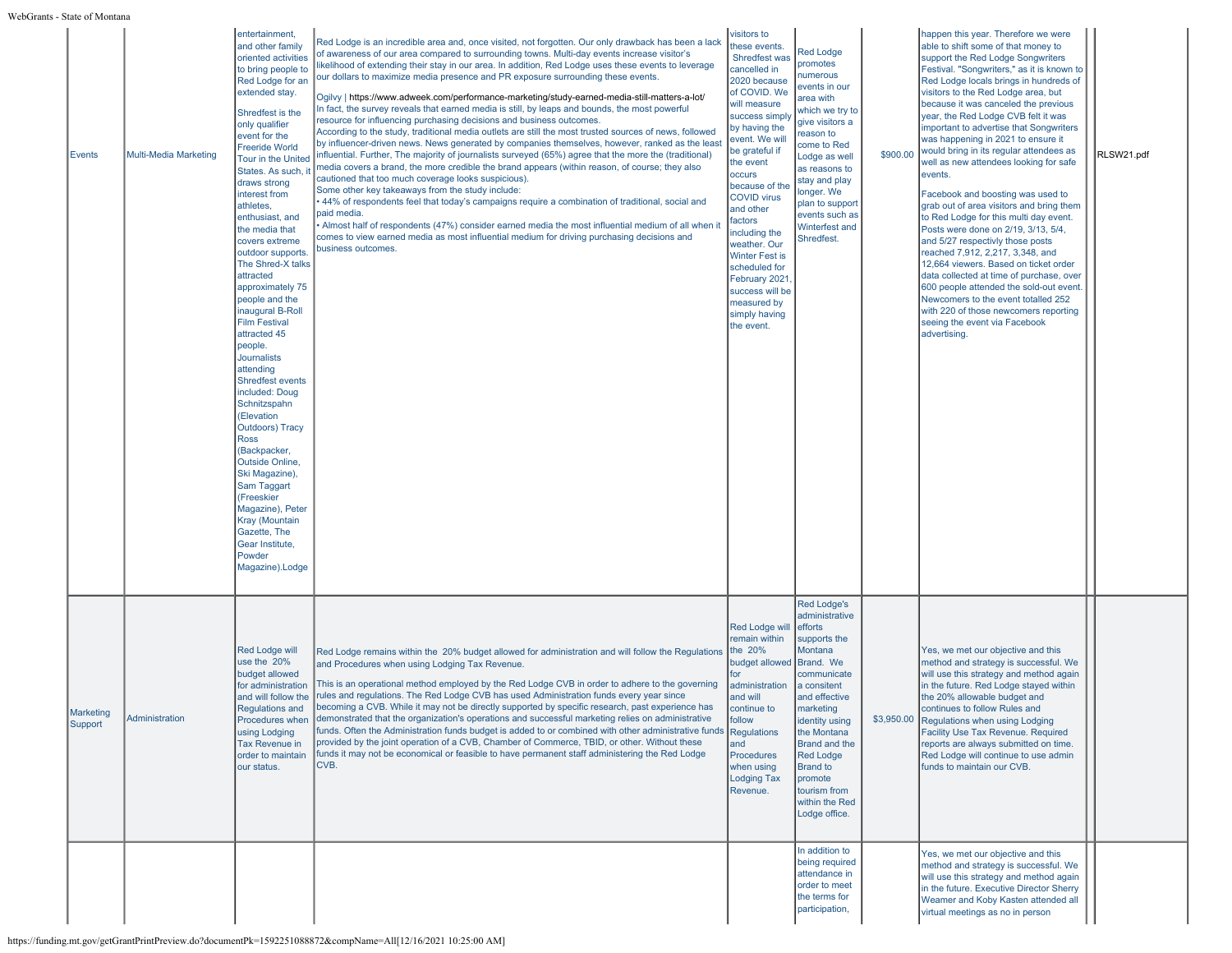| | | | | | | | | | |
|---|---|---|---|---|---|---|---|---|---|
| Events | Multi-Media Marketing | entertainment, and other family oriented activities to bring people to Red Lodge for an extended stay.<br><br>Shredfest is the only qualifier event for the Freeride World Tour in the United States. As such, it draws strong interest from athletes, enthusiast, and the media that covers extreme outdoor supports. The Shred-X talks attracted approximately 75 people and the inaugural B-Roll Film Festival attracted 45 people. Journalists attending Shredfest events included: Doug Schnitzspahn (Elevation Outdoors) Tracy Ross (Backpacker, Outside Online, Ski Magazine), Sam Taggart (Freeskier Magazine), Peter Kray (Mountain Gazette, The Gear Institute, Powder Magazine).Lodge | Red Lodge is an incredible area and, once visited, not forgotten. Our only drawback has been a lack of awareness of our area compared to surrounding towns. Multi-day events increase visitor's likelihood of extending their stay in our area. In addition, Red Lodge uses these events to leverage our dollars to maximize media presence and PR exposure surrounding these events.<br><br>Ogilvy \| https://www.adweek.com/performance-marketing/study-earned-media-still-matters-a-lot/<br>In fact, the survey reveals that earned media is still, by leaps and bounds, the most powerful resource for influencing purchasing decisions and business outcomes.<br>According to the study, traditional media outlets are still the most trusted sources of news, followed by influencer-driven news. News generated by companies themselves, however, ranked as the least influential. Further, The majority of journalists surveyed (65%) agree that the more the (traditional) media covers a brand, the more credible the brand appears (within reason, of course; they also cautioned that too much coverage looks suspicious).<br>Some other key takeaways from the study include:<br>• 44% of respondents feel that today's campaigns require a combination of traditional, social and paid media.<br>• Almost half of respondents (47%) consider earned media the most influential medium of all when it comes to view earned media as most influential medium for driving purchasing decisions and business outcomes. | visitors to these events. Shredfest was cancelled in 2020 because of COVID. We will measure success simply by having the event. We will be grateful if the event occurs because of the COVID virus and other factors including the weather. Our Winter Fest is scheduled for February 2021, success will be measured by simply having the event. | Red Lodge promotes numerous events in our area with which we try to give visitors a reason to come to Red Lodge as well as reasons to stay and play longer. We plan to support events such as Winterfest and Shredfest. | $900.00 | happen this year. Therefore we were able to shift some of that money to support the Red Lodge Songwriters Festival. "Songwriters," as it is known to Red Lodge locals brings in hundreds of visitors to the Red Lodge area, but because it was canceled the previous year, the Red Lodge CVB felt it was important to advertise that Songwriters was happening in 2021 to ensure it would bring in its regular attendees as well as new attendees looking for safe events.<br><br>Facebook and boosting was used to grab out of area visitors and bring them to Red Lodge for this multi day event. Posts were done on 2/19, 3/13, 5/4, and 5/27 respectivly those posts reached 7,912, 2,217, 3,348, and 12,664 viewers. Based on ticket order data collected at time of purchase, over 600 people attended the sold-out event. Newcomers to the event totalled 252 with 220 of those newcomers reporting seeing the event via Facebook advertising. | | RLSW21.pdf |
| Marketing Support | Administration | Red Lodge will use the 20% budget allowed for administration and will follow the Regulations and Procedures when using Lodging Tax Revenue in order to maintain our status. | Red Lodge remains within the 20% budget allowed for administration and will follow the Regulations and Procedures when using Lodging Tax Revenue.<br><br>This is an operational method employed by the Red Lodge CVB in order to adhere to the governing rules and regulations. The Red Lodge CVB has used Administration funds every year since becoming a CVB. While it may not be directly supported by specific research, past experience has demonstrated that the organization's operations and successful marketing relies on administrative funds. Often the Administration funds budget is added to or combined with other administrative funds provided by the joint operation of a CVB, Chamber of Commerce, TBID, or other. Without these funds it may not be economical or feasible to have permanent staff administering the Red Lodge CVB. | Red Lodge will remain within the 20% budget allowed for administration and will continue to follow Regulations and Procedures when using Lodging Tax Revenue. | Red Lodge's administrative efforts supports the Montana Brand. We communicate a consitent and effective marketing identity using the Montana Brand and the Red Lodge Brand to promote tourism from within the Red Lodge office. | $3,950.00 | Yes, we met our objective and this method and strategy is successful. We will use this strategy and method again in the future. Red Lodge stayed within the 20% allowable budget and continues to follow Rules and Regulations when using Lodging Facility Use Tax Revenue. Required reports are always submitted on time. Red Lodge will continue to use admin funds to maintain our CVB. | | |
| | | | | | In addition to being required attendance in order to meet the terms for participation, | | Yes, we met our objective and this method and strategy is successful. We will use this strategy and method again in the future. Executive Director Sherry Weamer and Koby Kasten attended all virtual meetings as no in person | | |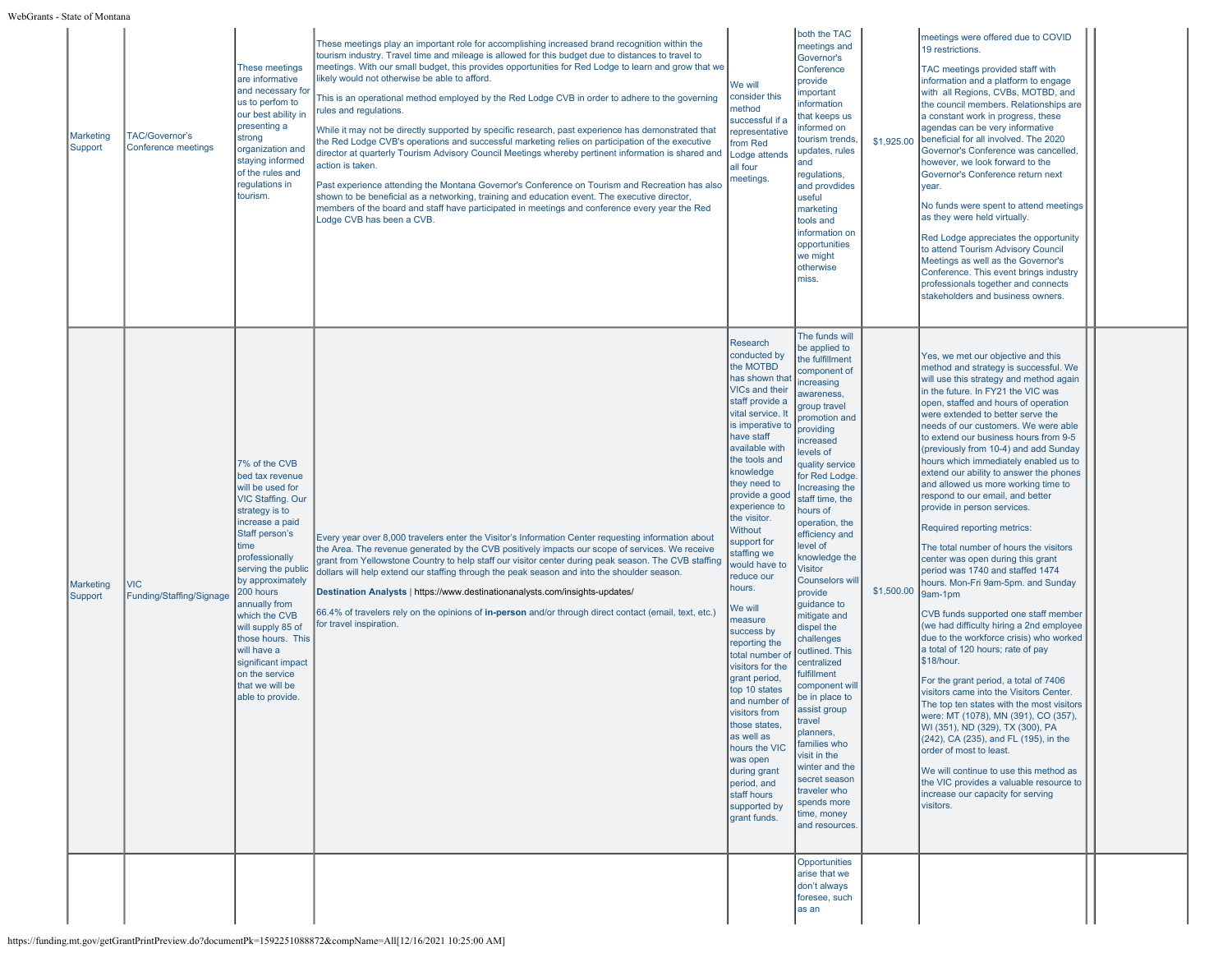| | | | | | | | | | |
|---|---|---|---|---|---|---|---|---|---|
| Marketing Support | TAC/Governor's Conference meetings | These meetings are informative and necessary for us to perfom to our best ability in presenting a strong organization and staying informed of the rules and regulations in tourism. | These meetings play an important role for accomplishing increased brand recognition within the tourism industry. Travel time and mileage is allowed for this budget due to distances to travel to meetings. With our small budget, this provides opportunities for Red Lodge to learn and grow that we likely would not otherwise be able to afford.<br><br>This is an operational method employed by the Red Lodge CVB in order to adhere to the governing rules and regulations.<br><br>While it may not be directly supported by specific research, past experience has demonstrated that the Red Lodge CVB's operations and successful marketing relies on participation of the executive director at quarterly Tourism Advisory Council Meetings whereby pertinent information is shared and action is taken.<br><br>Past experience attending the Montana Governor's Conference on Tourism and Recreation has also shown to be beneficial as a networking, training and education event. The executive director, members of the board and staff have participated in meetings and conference every year the Red Lodge CVB has been a CVB. | We will consider this method successful if a representative from Red Lodge attends all four meetings. | both the TAC meetings and Governor's Conference provide important information that keeps us informed on tourism trends, updates, rules and regulations, and provdides useful marketing tools and information on opportunities we might otherwise miss. | $1,925.00 | meetings were offered due to COVID 19 restrictions.<br><br>TAC meetings provided staff with information and a platform to engage with all Regions, CVBs, MOTBD, and the council members. Relationships are a constant work in progress, these agendas can be very informative beneficial for all involved. The 2020 Governor's Conference was cancelled, however, we look forward to the Governor's Conference return next year.<br><br>No funds were spent to attend meetings as they were held virtually.<br><br>Red Lodge appreciates the opportunity to attend Tourism Advisory Council Meetings as well as the Governor's Conference. This event brings industry professionals together and connects stakeholders and business owners. | | |
| Marketing Support | VIC Funding/Staffing/Signage | 7% of the CVB bed tax revenue will be used for VIC Staffing. Our strategy is to increase a paid Staff person's time professionally serving the public by approximately 200 hours annually from which the CVB will supply 85 of those hours. This will have a significant impact on the service that we will be able to provide. | Every year over 8,000 travelers enter the Visitor's Information Center requesting information about the Area. The revenue generated by the CVB positively impacts our scope of services. We receive grant from Yellowstone Country to help staff our visitor center during peak season. The CVB staffing dollars will help extend our staffing through the peak season and into the shoulder season.<br><br>**Destination Analysts** \| https://www.destinationanalysts.com/insights-updates/<br><br>66.4% of travelers rely on the opinions of **in-person** and/or through direct contact (email, text, etc.) for travel inspiration. | Research conducted by the MOTBD has shown that VICs and their staff provide a vital service. It is imperative to have staff available with the tools and knowledge they need to provide a good experience to the visitor. Without support for staffing we would have to reduce our hours.<br><br>We will measure success by reporting the total number of visitors for the grant period, top 10 states and number of visitors from those states, as well as hours the VIC was open during grant period, and staff hours supported by grant funds. | The funds will be applied to the fulfillment component of increasing awareness, group travel promotion and providing increased levels of quality service for Red Lodge. Increasing the staff time, the hours of operation, the efficiency and level of knowledge the Visitor Counselors will provide guidance to mitigate and dispel the challenges outlined. This centralized fulfillment component will be in place to assist group travel planners, families who visit in the winter and the secret season traveler who spends more time, money and resources. | $1,500.00 | Yes, we met our objective and this method and strategy is successful. We will use this strategy and method again in the future. In FY21 the VIC was open, staffed and hours of operation were extended to better serve the needs of our customers. We were able to extend our business hours from 9-5 (previously from 10-4) and add Sunday hours which immediately enabled us to extend our ability to answer the phones and allowed us more working time to respond to our email, and better provide in person services.<br><br>Required reporting metrics:<br><br>The total number of hours the visitors center was open during this grant period was 1740 and staffed 1474 hours. Mon-Fri 9am-5pm. and Sunday 9am-1pm<br><br>CVB funds supported one staff member (we had difficulty hiring a 2nd employee due to the workforce crisis) who worked a total of 120 hours; rate of pay $18/hour.<br><br>For the grant period, a total of 7406 visitors came into the Visitors Center. The top ten states with the most visitors were: MT (1078), MN (391), CO (357), WI (351), ND (329), TX (300), PA (242), CA (235), and FL (195), in the order of most to least.<br><br>We will continue to use this method as the VIC provides a valuable resource to increase our capacity for serving visitors. | | |
| | | | | | Opportunities arise that we don't always foresee, such as an | | | | |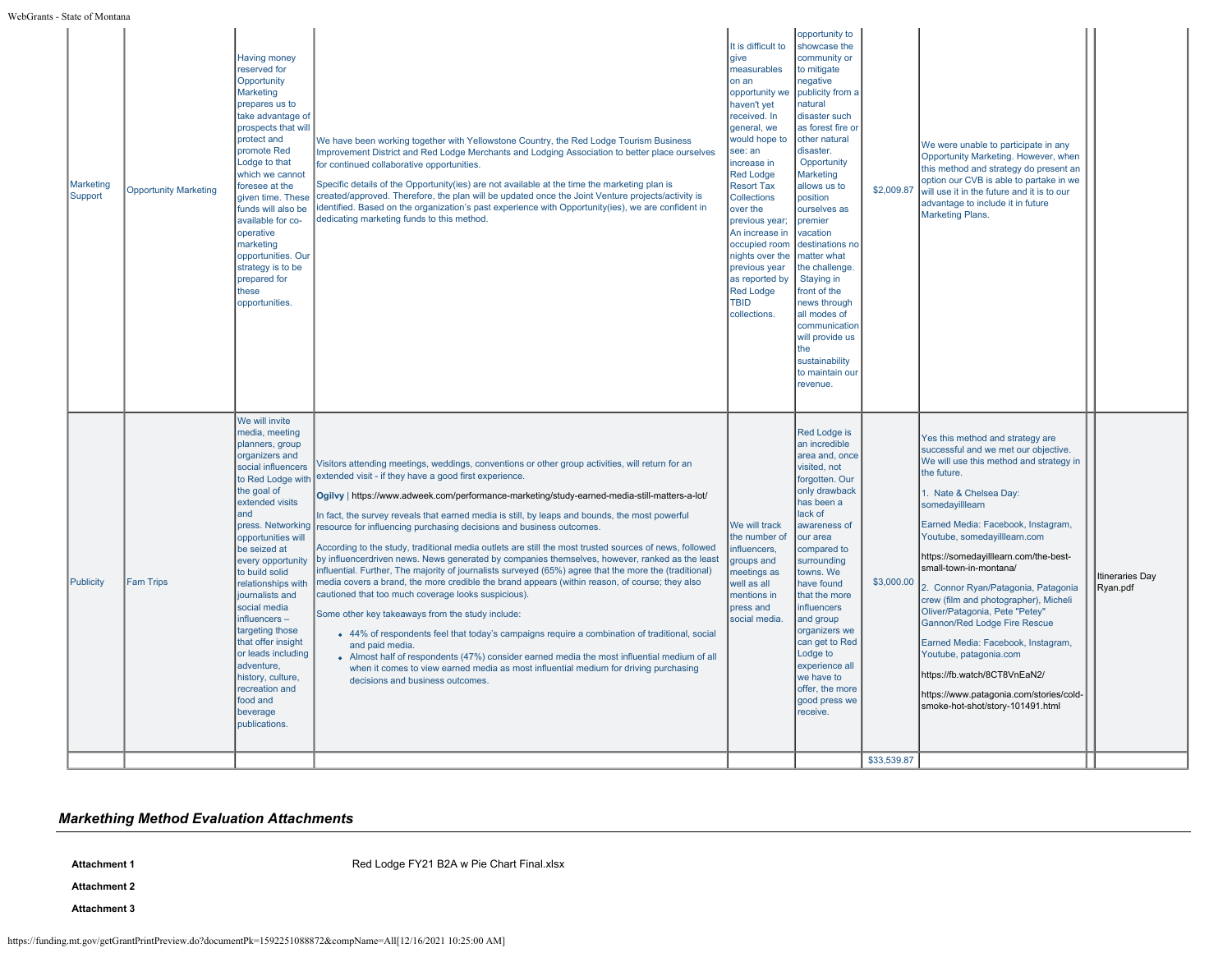| | | | | | | | | | |
|---|---|---|---|---|---|---|---|---|---|
| Marketing Support | Opportunity Marketing | Having money reserved for Opportunity Marketing prepares us to take advantage of prospects that will protect and promote Red Lodge to that which we cannot foresee at the given time. These funds will also be available for co-operative marketing opportunities. Our strategy is to be prepared for these opportunities. | We have been working together with Yellowstone Country, the Red Lodge Tourism Business Improvement District and Red Lodge Merchants and Lodging Association to better place ourselves for continued collaborative opportunities.<br><br>Specific details of the Opportunity(ies) are not available at the time the marketing plan is created/approved. Therefore, the plan will be updated once the Joint Venture projects/activity is identified. Based on the organization's past experience with Opportunity(ies), we are confident in dedicating marketing funds to this method. | It is difficult to give measurables on an opportunity we haven't yet received. In general, we would hope to see: an increase in Red Lodge Resort Tax Collections over the previous year; An increase in occupied room nights over the previous year as reported by Red Lodge TBID collections. | opportunity to showcase the community or to mitigate negative publicity from a natural disaster such as forest fire or other natural disaster. Opportunity Marketing allows us to position ourselves as premier vacation destinations no matter what the challenge. Staying in front of the news through all modes of communication will provide us the sustainability to maintain our revenue. | $2,009.87 | We were unable to participate in any Opportunity Marketing. However, when this method and strategy do present an option our CVB is able to partake in we will use it in the future and it is to our advantage to include it in future Marketing Plans. | | |
| Publicity | Fam Trips | We will invite media, meeting planners, group organizers and social influencers to Red Lodge with the goal of extended visits and press. Networking opportunities will be seized at every opportunity to build solid relationships with journalists and social media influencers – targeting those that offer insight or leads including adventure, history, culture, recreation and food and beverage publications. | Visitors attending meetings, weddings, conventions or other group activities, will return for an extended visit - if they have a good first experience.<br><br>**Ogilvy** \| https://www.adweek.com/performance-marketing/study-earned-media-still-matters-a-lot/<br><br>In fact, the survey reveals that earned media is still, by leaps and bounds, the most powerful resource for influencing purchasing decisions and business outcomes.<br><br>According to the study, traditional media outlets are still the most trusted sources of news, followed by influencerdriven news. News generated by companies themselves, however, ranked as the least influential. Further, The majority of journalists surveyed (65%) agree that the more the (traditional) media covers a brand, the more credible the brand appears (within reason, of course; they also cautioned that too much coverage looks suspicious).<br><br>Some other key takeaways from the study include:<br>• 44% of respondents feel that today's campaigns require a combination of traditional, social and paid media.<br>• Almost half of respondents (47%) consider earned media the most influential medium of all when it comes to view earned media as most influential medium for driving purchasing decisions and business outcomes. | We will track the number of influencers, groups and meetings as well as all mentions in press and social media. | Red Lodge is an incredible area and, once visited, not forgotten. Our only drawback has been a lack of awareness of our area compared to surrounding towns. We have found that the more influencers and group organizers we can get to Red Lodge to experience all we have to offer, the more good press we receive. | $3,000.00 | Yes this method and strategy are successful and we met our objective. We will use this method and strategy in the future.<br><br>1. Nate & Chelsea Day: somedayillleam<br><br>Earned Media: Facebook, Instagram, Youtube, somedayillleam.com<br><br>https://somedayillleam.com/the-best-small-town-in-montana/<br><br>2. Connor Ryan/Patagonia, Patagonia crew (film and photographer), Micheli Oliver/Patagonia, Pete "Petey" Gannon/Red Lodge Fire Rescue<br><br>Earned Media: Facebook, Instagram, Youtube, patagonia.com<br><br>https://fb.watch/8CT8VnEaN2/<br><br>https://www.patagonia.com/stories/cold-smoke-hot-shot/story-101491.html | | Itineraries Day Ryan.pdf |
| | | | | | | $33,539.87 | | | |

## *Markething Method Evaluation Attachments*

**Attachment 1** Red Lodge FY21 B2A w Pie Chart Final.xlsx

**Attachment 2**

**Attachment 3**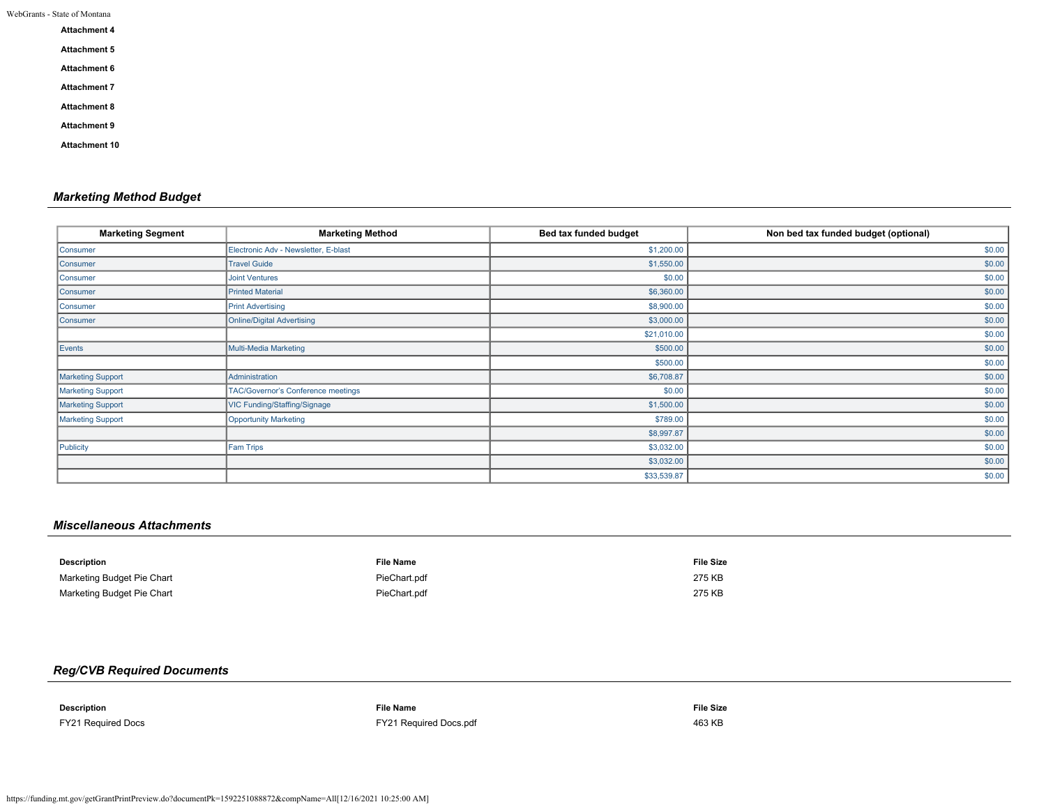**Attachment 4**

**Attachment 5**

**Attachment 6**

**Attachment 7**

**Attachment 8**

**Attachment 9**

**Attachment 10**

### *Marketing Method Budget*

| Marketing Segment | Marketing Method | Bed tax funded budget | Non bed tax funded budget (optional) |
|---|---|---|---|
| Consumer | Electronic Adv - Newsletter, E-blast | $1,200.00 | $0.00 |
| Consumer | Travel Guide | $1,550.00 | $0.00 |
| Consumer | Joint Ventures | $0.00 | $0.00 |
| Consumer | Printed Material | $6,360.00 | $0.00 |
| Consumer | Print Advertising | $8,900.00 | $0.00 |
| Consumer | Online/Digital Advertising | $3,000.00 | $0.00 |
| | | $21,010.00 | $0.00 |
| Events | Multi-Media Marketing | $500.00 | $0.00 |
| | | $500.00 | $0.00 |
| Marketing Support | Administration | $6,708.87 | $0.00 |
| Marketing Support | TAC/Governor's Conference meetings | $0.00 | $0.00 |
| Marketing Support | VIC Funding/Staffing/Signage | $1,500.00 | $0.00 |
| Marketing Support | Opportunity Marketing | $789.00 | $0.00 |
| | | $8,997.87 | $0.00 |
| Publicity | Fam Trips | $3,032.00 | $0.00 |
| | | $3,032.00 | $0.00 |
| | | $33,539.87 | $0.00 |

### *Miscellaneous Attachments*

| Description | File Name | File Size |
|---|---|---|
| Marketing Budget Pie Chart | PieChart.pdf | 275 KB |
| Marketing Budget Pie Chart | PieChart.pdf | 275 KB |

### *Reg/CVB Required Documents*

| Description | File Name | File Size |
|---|---|---|
| FY21 Required Docs | FY21 Required Docs.pdf | 463 KB |